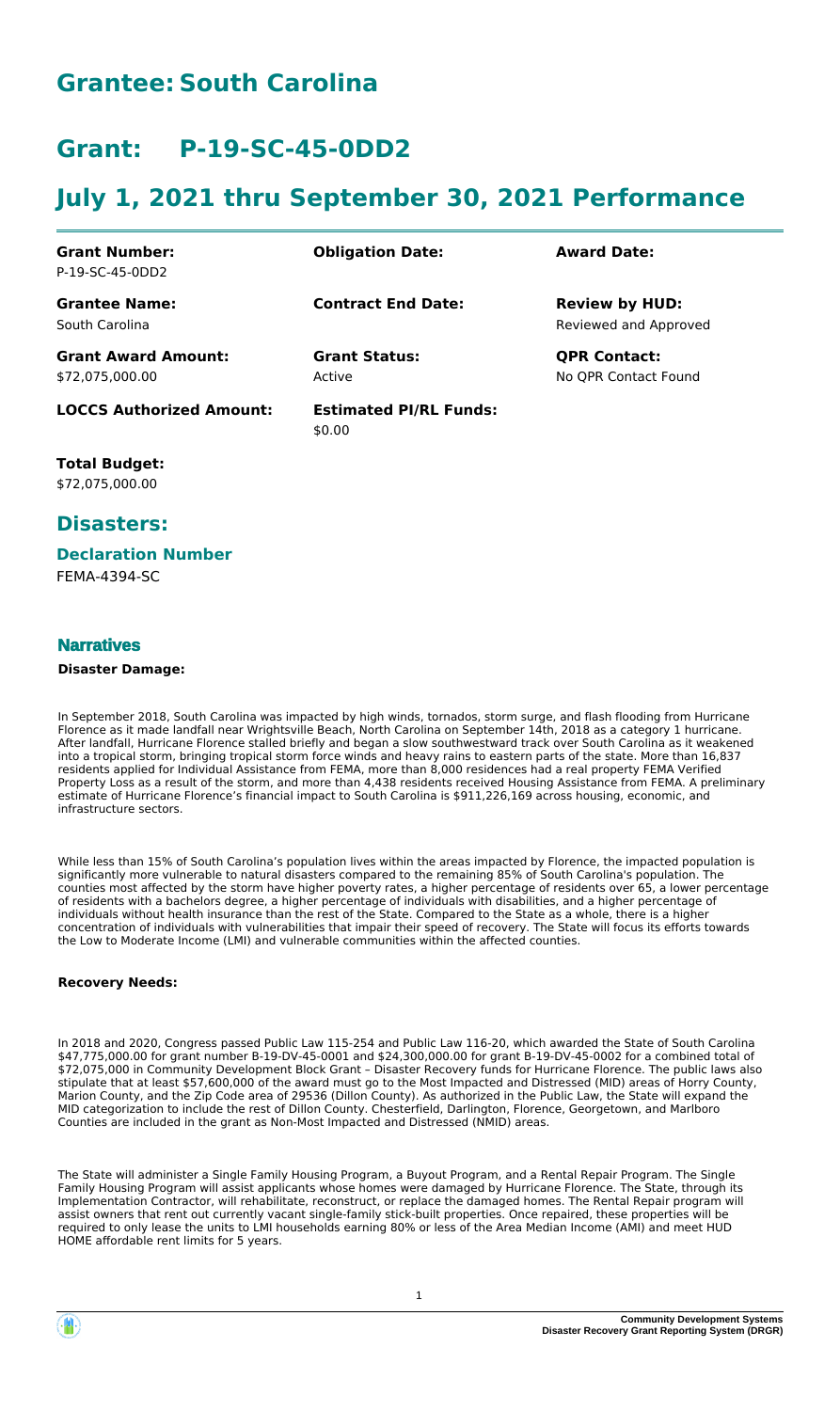# Grantee: South Carolina

# Grant: P-19-SC-45-0DD2

# July 1, 2021 thru September 30, 2021 Performance

| | | |
|---|---|---|
| **Grant Number:**<br>P-19-SC-45-0DD2 | **Obligation Date:** | **Award Date:** |
| **Grantee Name:**<br>South Carolina | **Contract End Date:** | **Review by HUD:**<br>Reviewed and Approved |
| **Grant Award Amount:**<br>$72,075,000.00 | **Grant Status:**<br>Active | **QPR Contact:**<br>No QPR Contact Found |
| **LOCCS Authorized Amount:** | **Estimated PI/RL Funds:**<br>$0.00 | |

**Total Budget:**
$72,075,000.00

## Disasters:

### Declaration Number

FEMA-4394-SC

### Narratives

**Disaster Damage:**

In September 2018, South Carolina was impacted by high winds, tornados, storm surge, and flash flooding from Hurricane Florence as it made landfall near Wrightsville Beach, North Carolina on September 14th, 2018 as a category 1 hurricane. After landfall, Hurricane Florence stalled briefly and began a slow southwestward track over South Carolina as it weakened into a tropical storm, bringing tropical storm force winds and heavy rains to eastern parts of the state. More than 16,837 residents applied for Individual Assistance from FEMA, more than 8,000 residences had a real property FEMA Verified Property Loss as a result of the storm, and more than 4,438 residents received Housing Assistance from FEMA. A preliminary estimate of Hurricane Florence's financial impact to South Carolina is $911,226,169 across housing, economic, and infrastructure sectors.

While less than 15% of South Carolina's population lives within the areas impacted by Florence, the impacted population is significantly more vulnerable to natural disasters compared to the remaining 85% of South Carolina's population. The counties most affected by the storm have higher poverty rates, a higher percentage of residents over 65, a lower percentage of residents with a bachelors degree, a higher percentage of individuals with disabilities, and a higher percentage of individuals without health insurance than the rest of the State. Compared to the State as a whole, there is a higher concentration of individuals with vulnerabilities that impair their speed of recovery. The State will focus its efforts towards the Low to Moderate Income (LMI) and vulnerable communities within the affected counties.

**Recovery Needs:**

In 2018 and 2020, Congress passed Public Law 115-254 and Public Law 116-20, which awarded the State of South Carolina $47,775,000.00 for grant number B-19-DV-45-0001 and $24,300,000.00 for grant B-19-DV-45-0002 for a combined total of $72,075,000 in Community Development Block Grant – Disaster Recovery funds for Hurricane Florence. The public laws also stipulate that at least $57,600,000 of the award must go to the Most Impacted and Distressed (MID) areas of Horry County, Marion County, and the Zip Code area of 29536 (Dillon County). As authorized in the Public Law, the State will expand the MID categorization to include the rest of Dillon County. Chesterfield, Darlington, Florence, Georgetown, and Marlboro Counties are included in the grant as Non-Most Impacted and Distressed (NMID) areas.

The State will administer a Single Family Housing Program, a Buyout Program, and a Rental Repair Program. The Single Family Housing Program will assist applicants whose homes were damaged by Hurricane Florence. The State, through its Implementation Contractor, will rehabilitate, reconstruct, or replace the damaged homes. The Rental Repair program will assist owners that rent out currently vacant single-family stick-built properties. Once repaired, these properties will be required to only lease the units to LMI households earning 80% or less of the Area Median Income (AMI) and meet HUD HOME affordable rent limits for 5 years.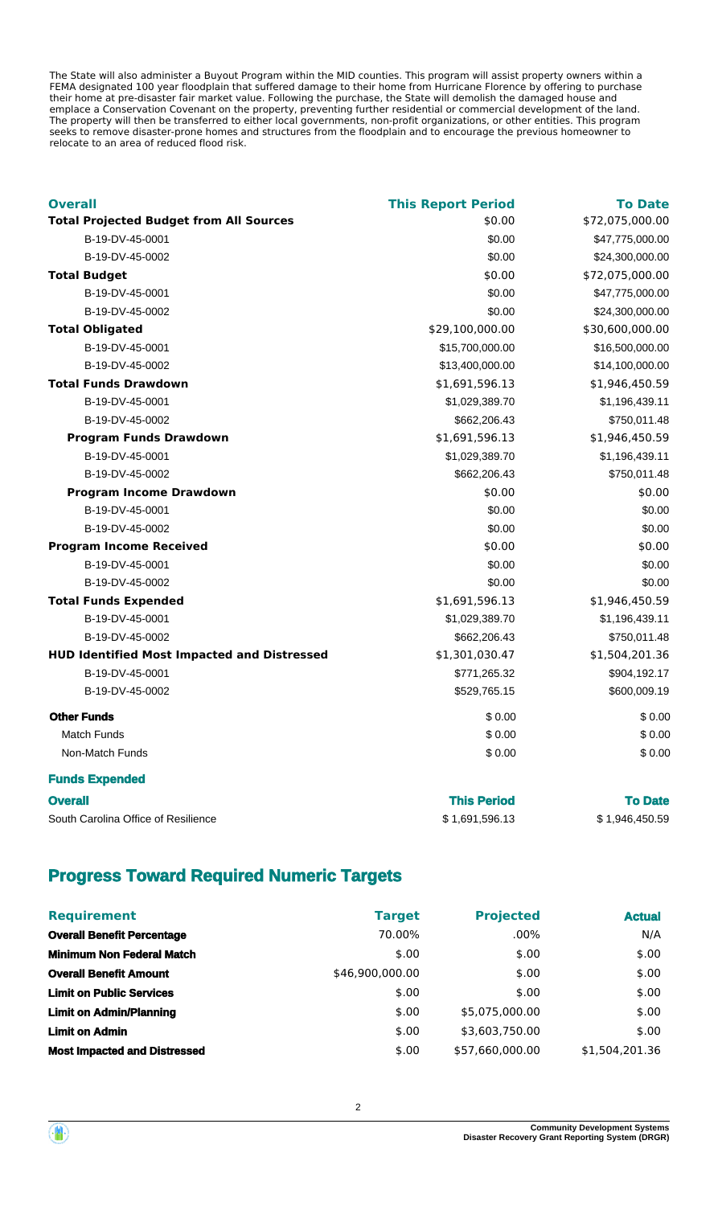The State will also administer a Buyout Program within the MID counties. This program will assist property owners within a FEMA designated 100 year floodplain that suffered damage to their home from Hurricane Florence by offering to purchase their home at pre-disaster fair market value. Following the purchase, the State will demolish the damaged house and emplace a Conservation Covenant on the property, preventing further residential or commercial development of the land. The property will then be transferred to either local governments, non-profit organizations, or other entities. This program seeks to remove disaster-prone homes and structures from the floodplain and to encourage the previous homeowner to relocate to an area of reduced flood risk.

| Overall | This Report Period | To Date |
|---|---|---|
| **Total Projected Budget from All Sources** | $0.00 | $72,075,000.00 |
| B-19-DV-45-0001 | $0.00 | $47,775,000.00 |
| B-19-DV-45-0002 | $0.00 | $24,300,000.00 |
| **Total Budget** | $0.00 | $72,075,000.00 |
| B-19-DV-45-0001 | $0.00 | $47,775,000.00 |
| B-19-DV-45-0002 | $0.00 | $24,300,000.00 |
| **Total Obligated** | $29,100,000.00 | $30,600,000.00 |
| B-19-DV-45-0001 | $15,700,000.00 | $16,500,000.00 |
| B-19-DV-45-0002 | $13,400,000.00 | $14,100,000.00 |
| **Total Funds Drawdown** | $1,691,596.13 | $1,946,450.59 |
| B-19-DV-45-0001 | $1,029,389.70 | $1,196,439.11 |
| B-19-DV-45-0002 | $662,206.43 | $750,011.48 |
| **Program Funds Drawdown** | $1,691,596.13 | $1,946,450.59 |
| B-19-DV-45-0001 | $1,029,389.70 | $1,196,439.11 |
| B-19-DV-45-0002 | $662,206.43 | $750,011.48 |
| **Program Income Drawdown** | $0.00 | $0.00 |
| B-19-DV-45-0001 | $0.00 | $0.00 |
| B-19-DV-45-0002 | $0.00 | $0.00 |
| **Program Income Received** | $0.00 | $0.00 |
| B-19-DV-45-0001 | $0.00 | $0.00 |
| B-19-DV-45-0002 | $0.00 | $0.00 |
| **Total Funds Expended** | $1,691,596.13 | $1,946,450.59 |
| B-19-DV-45-0001 | $1,029,389.70 | $1,196,439.11 |
| B-19-DV-45-0002 | $662,206.43 | $750,011.48 |
| **HUD Identified Most Impacted and Distressed** | $1,301,030.47 | $1,504,201.36 |
| B-19-DV-45-0001 | $771,265.32 | $904,192.17 |
| B-19-DV-45-0002 | $529,765.15 | $600,009.19 |
| **Other Funds** | $ 0.00 | $ 0.00 |
| Match Funds | $ 0.00 | $ 0.00 |
| Non-Match Funds | $ 0.00 | $ 0.00 |

**Funds Expended**

| Overall | This Period | To Date |
|---|---|---|
| South Carolina Office of Resilience | $ 1,691,596.13 | $ 1,946,450.59 |

## Progress Toward Required Numeric Targets

| Requirement | Target | Projected | Actual |
|---|---|---|---|
| **Overall Benefit Percentage** | 70.00% | .00% | N/A |
| **Minimum Non Federal Match** | $.00 | $.00 | $.00 |
| **Overall Benefit Amount** | $46,900,000.00 | $.00 | $.00 |
| **Limit on Public Services** | $.00 | $.00 | $.00 |
| **Limit on Admin/Planning** | $.00 | $5,075,000.00 | $.00 |
| **Limit on Admin** | $.00 | $3,603,750.00 | $.00 |
| **Most Impacted and Distressed** | $.00 | $57,660,000.00 | $1,504,201.36 |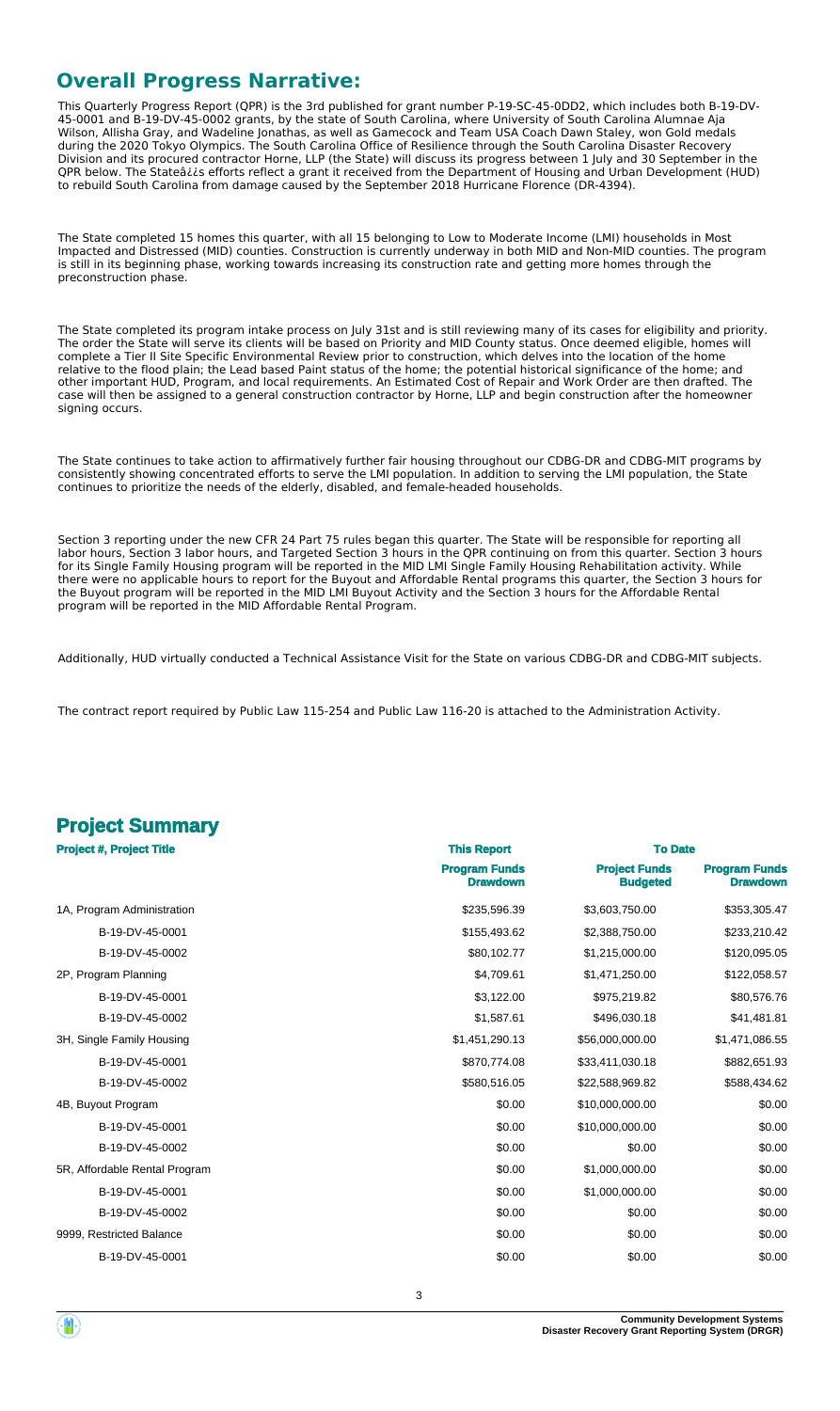## Overall Progress Narrative:

This Quarterly Progress Report (QPR) is the 3rd published for grant number P-19-SC-45-0DD2, which includes both B-19-DV-45-0001 and B-19-DV-45-0002 grants, by the state of South Carolina, where University of South Carolina Alumnae Aja Wilson, Allisha Gray, and Wadeline Jonathas, as well as Gamecock and Team USA Coach Dawn Staley, won Gold medals during the 2020 Tokyo Olympics. The South Carolina Office of Resilience through the South Carolina Disaster Recovery Division and its procured contractor Horne, LLP (the State) will discuss its progress between 1 July and 30 September in the QPR below. The Stateâ¿¿s efforts reflect a grant it received from the Department of Housing and Urban Development (HUD) to rebuild South Carolina from damage caused by the September 2018 Hurricane Florence (DR-4394).

The State completed 15 homes this quarter, with all 15 belonging to Low to Moderate Income (LMI) households in Most Impacted and Distressed (MID) counties. Construction is currently underway in both MID and Non-MID counties. The program is still in its beginning phase, working towards increasing its construction rate and getting more homes through the preconstruction phase.

The State completed its program intake process on July 31st and is still reviewing many of its cases for eligibility and priority. The order the State will serve its clients will be based on Priority and MID County status. Once deemed eligible, homes will complete a Tier II Site Specific Environmental Review prior to construction, which delves into the location of the home relative to the flood plain; the Lead based Paint status of the home; the potential historical significance of the home; and other important HUD, Program, and local requirements. An Estimated Cost of Repair and Work Order are then drafted. The case will then be assigned to a general construction contractor by Horne, LLP and begin construction after the homeowner signing occurs.

The State continues to take action to affirmatively further fair housing throughout our CDBG-DR and CDBG-MIT programs by consistently showing concentrated efforts to serve the LMI population. In addition to serving the LMI population, the State continues to prioritize the needs of the elderly, disabled, and female-headed households.

Section 3 reporting under the new CFR 24 Part 75 rules began this quarter. The State will be responsible for reporting all labor hours, Section 3 labor hours, and Targeted Section 3 hours in the QPR continuing on from this quarter. Section 3 hours for its Single Family Housing program will be reported in the MID LMI Single Family Housing Rehabilitation activity. While there were no applicable hours to report for the Buyout and Affordable Rental programs this quarter, the Section 3 hours for the Buyout program will be reported in the MID LMI Buyout Activity and the Section 3 hours for the Affordable Rental program will be reported in the MID Affordable Rental Program.

Additionally, HUD virtually conducted a Technical Assistance Visit for the State on various CDBG-DR and CDBG-MIT subjects.

The contract report required by Public Law 115-254 and Public Law 116-20 is attached to the Administration Activity.

## Project Summary

| Project #, Project Title | This Report | To Date | |
|---|---|---|---|
| | Program Funds Drawdown | Project Funds Budgeted | Program Funds Drawdown |
| 1A, Program Administration | $235,596.39 | $3,603,750.00 | $353,305.47 |
| B-19-DV-45-0001 | $155,493.62 | $2,388,750.00 | $233,210.42 |
| B-19-DV-45-0002 | $80,102.77 | $1,215,000.00 | $120,095.05 |
| 2P, Program Planning | $4,709.61 | $1,471,250.00 | $122,058.57 |
| B-19-DV-45-0001 | $3,122.00 | $975,219.82 | $80,576.76 |
| B-19-DV-45-0002 | $1,587.61 | $496,030.18 | $41,481.81 |
| 3H, Single Family Housing | $1,451,290.13 | $56,000,000.00 | $1,471,086.55 |
| B-19-DV-45-0001 | $870,774.08 | $33,411,030.18 | $882,651.93 |
| B-19-DV-45-0002 | $580,516.05 | $22,588,969.82 | $588,434.62 |
| 4B, Buyout Program | $0.00 | $10,000,000.00 | $0.00 |
| B-19-DV-45-0001 | $0.00 | $10,000,000.00 | $0.00 |
| B-19-DV-45-0002 | $0.00 | $0.00 | $0.00 |
| 5R, Affordable Rental Program | $0.00 | $1,000,000.00 | $0.00 |
| B-19-DV-45-0001 | $0.00 | $1,000,000.00 | $0.00 |
| B-19-DV-45-0002 | $0.00 | $0.00 | $0.00 |
| 9999, Restricted Balance | $0.00 | $0.00 | $0.00 |
| B-19-DV-45-0001 | $0.00 | $0.00 | $0.00 |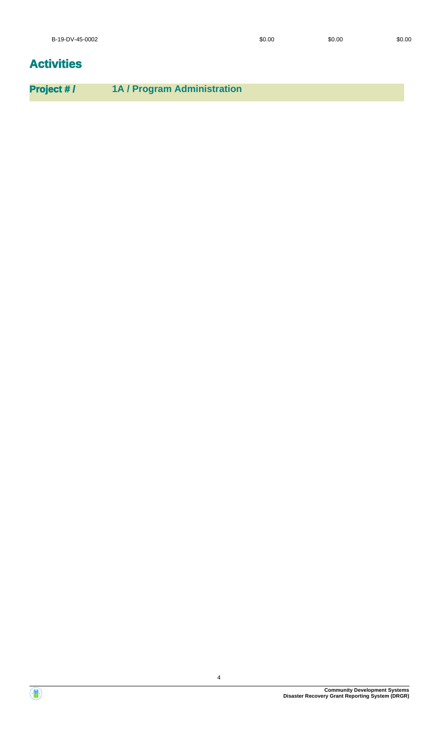| B-19-DV-45-0002 | $0.00 | $0.00 | $0.00 |
|---|---|---|---|

## Activities

**Project # / 1A / Program Administration**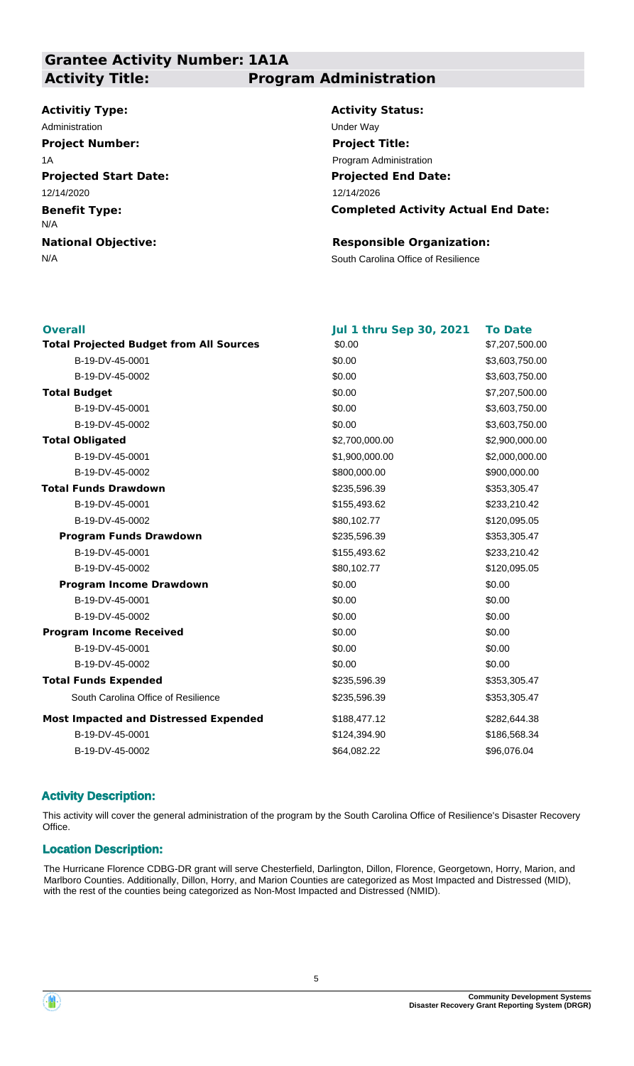## Grantee Activity Number: 1A1A
## Activity Title: Program Administration

**Activitiy Type:**
Administration

**Activity Status:**
Under Way

**Project Number:**
1A

**Project Title:**
Program Administration

**Projected Start Date:**
12/14/2020

**Projected End Date:**
12/14/2026

**Benefit Type:**
N/A

**Completed Activity Actual End Date:**

**National Objective:**
N/A

**Responsible Organization:**
South Carolina Office of Resilience

| Overall | Jul 1 thru Sep 30, 2021 | To Date |
|---|---|---|
| **Total Projected Budget from All Sources** | $0.00 | $7,207,500.00 |
| B-19-DV-45-0001 | $0.00 | $3,603,750.00 |
| B-19-DV-45-0002 | $0.00 | $3,603,750.00 |
| **Total Budget** | $0.00 | $7,207,500.00 |
| B-19-DV-45-0001 | $0.00 | $3,603,750.00 |
| B-19-DV-45-0002 | $0.00 | $3,603,750.00 |
| **Total Obligated** | $2,700,000.00 | $2,900,000.00 |
| B-19-DV-45-0001 | $1,900,000.00 | $2,000,000.00 |
| B-19-DV-45-0002 | $800,000.00 | $900,000.00 |
| **Total Funds Drawdown** | $235,596.39 | $353,305.47 |
| B-19-DV-45-0001 | $155,493.62 | $233,210.42 |
| B-19-DV-45-0002 | $80,102.77 | $120,095.05 |
| **Program Funds Drawdown** | $235,596.39 | $353,305.47 |
| B-19-DV-45-0001 | $155,493.62 | $233,210.42 |
| B-19-DV-45-0002 | $80,102.77 | $120,095.05 |
| **Program Income Drawdown** | $0.00 | $0.00 |
| B-19-DV-45-0001 | $0.00 | $0.00 |
| B-19-DV-45-0002 | $0.00 | $0.00 |
| **Program Income Received** | $0.00 | $0.00 |
| B-19-DV-45-0001 | $0.00 | $0.00 |
| B-19-DV-45-0002 | $0.00 | $0.00 |
| **Total Funds Expended** | $235,596.39 | $353,305.47 |
| South Carolina Office of Resilience | $235,596.39 | $353,305.47 |
| **Most Impacted and Distressed Expended** | $188,477.12 | $282,644.38 |
| B-19-DV-45-0001 | $124,394.90 | $186,568.34 |
| B-19-DV-45-0002 | $64,082.22 | $96,076.04 |

### Activity Description:

This activity will cover the general administration of the program by the South Carolina Office of Resilience's Disaster Recovery Office.

### Location Description:

The Hurricane Florence CDBG-DR grant will serve Chesterfield, Darlington, Dillon, Florence, Georgetown, Horry, Marion, and Marlboro Counties. Additionally, Dillon, Horry, and Marion Counties are categorized as Most Impacted and Distressed (MID), with the rest of the counties being categorized as Non-Most Impacted and Distressed (NMID).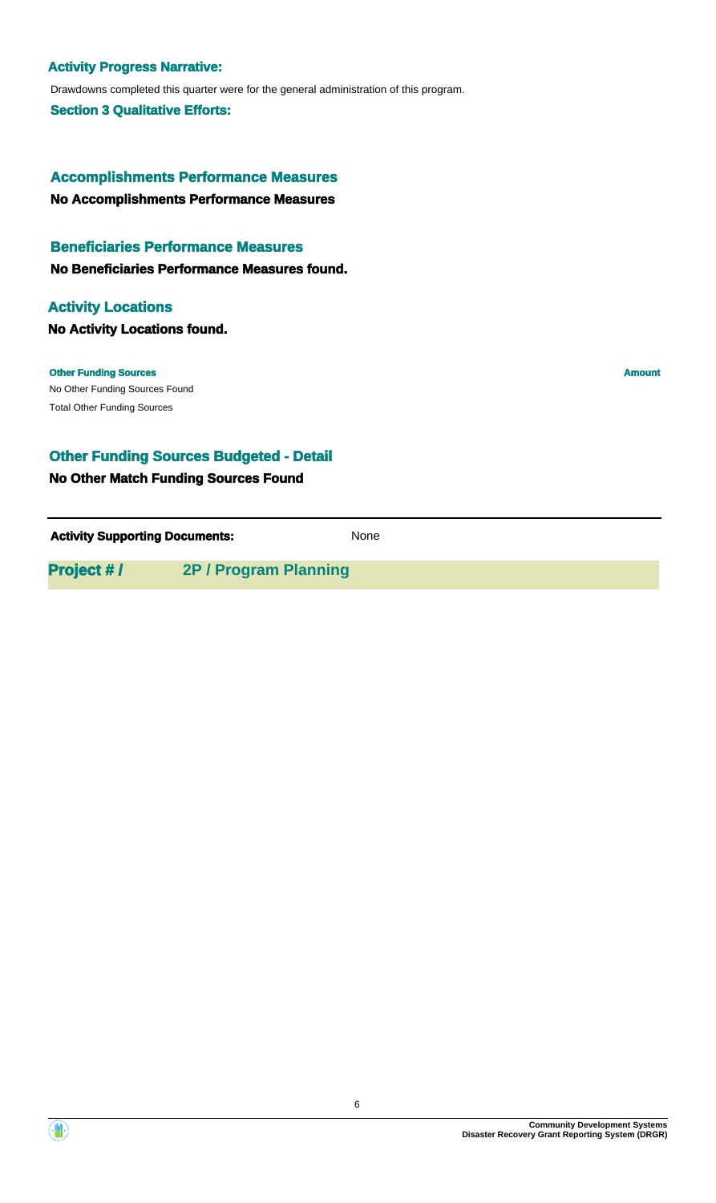**Activity Progress Narrative:**

Drawdowns completed this quarter were for the general administration of this program.

**Section 3 Qualitative Efforts:**

## Accomplishments Performance Measures

**No Accomplishments Performance Measures**

## Beneficiaries Performance Measures

**No Beneficiaries Performance Measures found.**

## Activity Locations

**No Activity Locations found.**

| Other Funding Sources | Amount |
| --- | --- |
| No Other Funding Sources Found | |
| Total Other Funding Sources | |

## Other Funding Sources Budgeted - Detail

**No Other Match Funding Sources Found**

**Activity Supporting Documents:** None

## Project # / 2P / Program Planning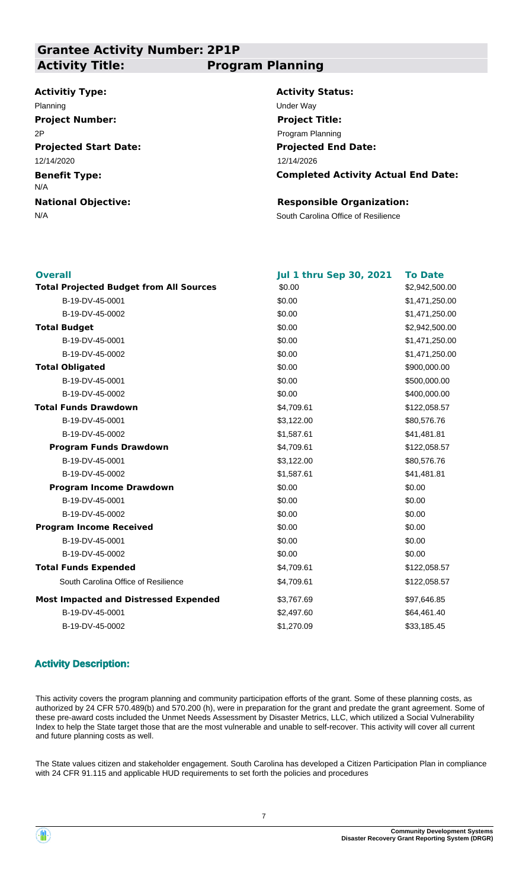## Grantee Activity Number: 2P1P

### Activity Title: Program Planning

**Activitiy Type:**
Planning

**Activity Status:**
Under Way

**Project Number:**
2P

**Project Title:**
Program Planning

**Projected Start Date:**
12/14/2020

**Projected End Date:**
12/14/2026

**Benefit Type:**
N/A

**Completed Activity Actual End Date:**

**National Objective:**
N/A

**Responsible Organization:**
South Carolina Office of Resilience

| Overall | Jul 1 thru Sep 30, 2021 | To Date |
|---|---|---|
| **Total Projected Budget from All Sources** | $0.00 | $2,942,500.00 |
| B-19-DV-45-0001 | $0.00 | $1,471,250.00 |
| B-19-DV-45-0002 | $0.00 | $1,471,250.00 |
| **Total Budget** | $0.00 | $2,942,500.00 |
| B-19-DV-45-0001 | $0.00 | $1,471,250.00 |
| B-19-DV-45-0002 | $0.00 | $1,471,250.00 |
| **Total Obligated** | $0.00 | $900,000.00 |
| B-19-DV-45-0001 | $0.00 | $500,000.00 |
| B-19-DV-45-0002 | $0.00 | $400,000.00 |
| **Total Funds Drawdown** | $4,709.61 | $122,058.57 |
| B-19-DV-45-0001 | $3,122.00 | $80,576.76 |
| B-19-DV-45-0002 | $1,587.61 | $41,481.81 |
| **Program Funds Drawdown** | $4,709.61 | $122,058.57 |
| B-19-DV-45-0001 | $3,122.00 | $80,576.76 |
| B-19-DV-45-0002 | $1,587.61 | $41,481.81 |
| **Program Income Drawdown** | $0.00 | $0.00 |
| B-19-DV-45-0001 | $0.00 | $0.00 |
| B-19-DV-45-0002 | $0.00 | $0.00 |
| **Program Income Received** | $0.00 | $0.00 |
| B-19-DV-45-0001 | $0.00 | $0.00 |
| B-19-DV-45-0002 | $0.00 | $0.00 |
| **Total Funds Expended** | $4,709.61 | $122,058.57 |
| South Carolina Office of Resilience | $4,709.61 | $122,058.57 |
| **Most Impacted and Distressed Expended** | $3,767.69 | $97,646.85 |
| B-19-DV-45-0001 | $2,497.60 | $64,461.40 |
| B-19-DV-45-0002 | $1,270.09 | $33,185.45 |

### Activity Description:

This activity covers the program planning and community participation efforts of the grant. Some of these planning costs, as authorized by 24 CFR 570.489(b) and 570.200 (h), were in preparation for the grant and predate the grant agreement. Some of these pre-award costs included the Unmet Needs Assessment by Disaster Metrics, LLC, which utilized a Social Vulnerability Index to help the State target those that are the most vulnerable and unable to self-recover. This activity will cover all current and future planning costs as well.

The State values citizen and stakeholder engagement. South Carolina has developed a Citizen Participation Plan in compliance with 24 CFR 91.115 and applicable HUD requirements to set forth the policies and procedures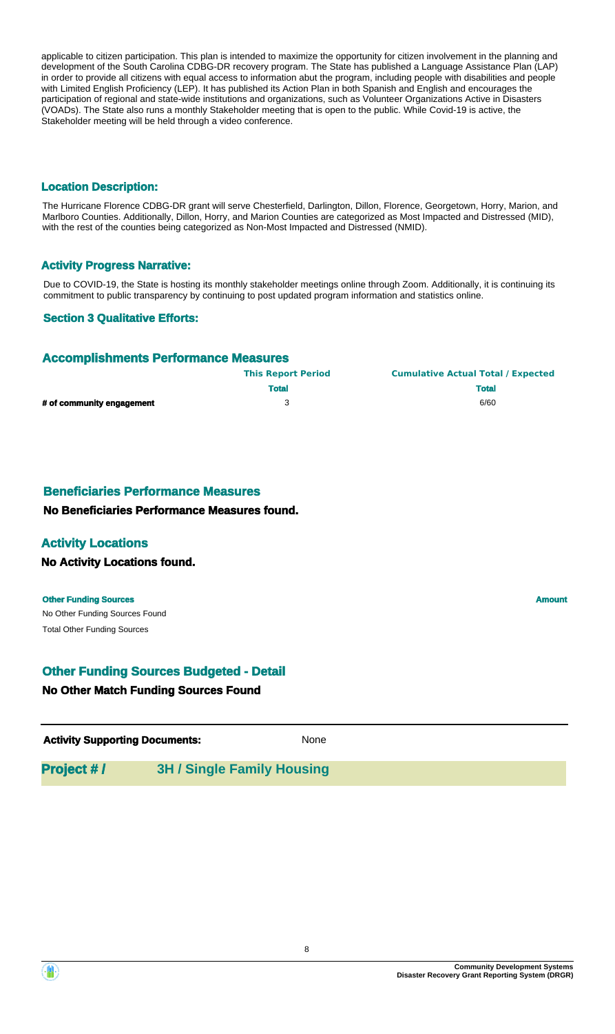applicable to citizen participation. This plan is intended to maximize the opportunity for citizen involvement in the planning and development of the South Carolina CDBG-DR recovery program. The State has published a Language Assistance Plan (LAP) in order to provide all citizens with equal access to information abut the program, including people with disabilities and people with Limited English Proficiency (LEP). It has published its Action Plan in both Spanish and English and encourages the participation of regional and state-wide institutions and organizations, such as Volunteer Organizations Active in Disasters (VOADs). The State also runs a monthly Stakeholder meeting that is open to the public. While Covid-19 is active, the Stakeholder meeting will be held through a video conference.

### Location Description:

The Hurricane Florence CDBG-DR grant will serve Chesterfield, Darlington, Dillon, Florence, Georgetown, Horry, Marion, and Marlboro Counties. Additionally, Dillon, Horry, and Marion Counties are categorized as Most Impacted and Distressed (MID), with the rest of the counties being categorized as Non-Most Impacted and Distressed (NMID).

### Activity Progress Narrative:

Due to COVID-19, the State is hosting its monthly stakeholder meetings online through Zoom. Additionally, it is continuing its commitment to public transparency by continuing to post updated program information and statistics online.

### Section 3 Qualitative Efforts:

## Accomplishments Performance Measures

| | This Report Period | Cumulative Actual Total / Expected |
|---|---|---|
| | Total | Total |
| # of community engagement | 3 | 6/60 |

## Beneficiaries Performance Measures

**No Beneficiaries Performance Measures found.**

## Activity Locations

**No Activity Locations found.**

| Other Funding Sources | Amount |
|---|---|
| No Other Funding Sources Found | |
| Total Other Funding Sources | |

## Other Funding Sources Budgeted - Detail

**No Other Match Funding Sources Found**

**Activity Supporting Documents:** None

## Project # / 3H / Single Family Housing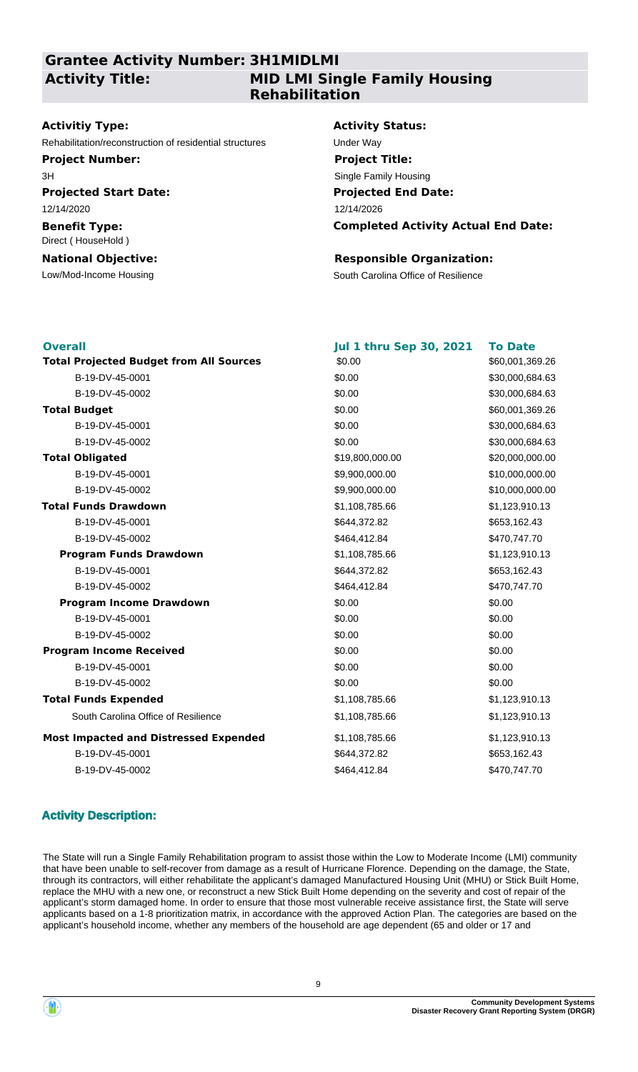## Grantee Activity Number: 3H1MIDLMI

## Activity Title: MID LMI Single Family Housing Rehabilitation

**Activitiy Type:**
Rehabilitation/reconstruction of residential structures

**Activity Status:**
Under Way

**Project Number:**
3H

**Project Title:**
Single Family Housing

**Projected Start Date:**
12/14/2020

**Projected End Date:**
12/14/2026

**Benefit Type:**
Direct ( HouseHold )

**Completed Activity Actual End Date:**

**National Objective:**
Low/Mod-Income Housing

**Responsible Organization:**
South Carolina Office of Resilience

| Overall | Jul 1 thru Sep 30, 2021 | To Date |
|---|---|---|
| **Total Projected Budget from All Sources** | $0.00 | $60,001,369.26 |
| B-19-DV-45-0001 | $0.00 | $30,000,684.63 |
| B-19-DV-45-0002 | $0.00 | $30,000,684.63 |
| **Total Budget** | $0.00 | $60,001,369.26 |
| B-19-DV-45-0001 | $0.00 | $30,000,684.63 |
| B-19-DV-45-0002 | $0.00 | $30,000,684.63 |
| **Total Obligated** | $19,800,000.00 | $20,000,000.00 |
| B-19-DV-45-0001 | $9,900,000.00 | $10,000,000.00 |
| B-19-DV-45-0002 | $9,900,000.00 | $10,000,000.00 |
| **Total Funds Drawdown** | $1,108,785.66 | $1,123,910.13 |
| B-19-DV-45-0001 | $644,372.82 | $653,162.43 |
| B-19-DV-45-0002 | $464,412.84 | $470,747.70 |
| **Program Funds Drawdown** | $1,108,785.66 | $1,123,910.13 |
| B-19-DV-45-0001 | $644,372.82 | $653,162.43 |
| B-19-DV-45-0002 | $464,412.84 | $470,747.70 |
| **Program Income Drawdown** | $0.00 | $0.00 |
| B-19-DV-45-0001 | $0.00 | $0.00 |
| B-19-DV-45-0002 | $0.00 | $0.00 |
| **Program Income Received** | $0.00 | $0.00 |
| B-19-DV-45-0001 | $0.00 | $0.00 |
| B-19-DV-45-0002 | $0.00 | $0.00 |
| **Total Funds Expended** | $1,108,785.66 | $1,123,910.13 |
| South Carolina Office of Resilience | $1,108,785.66 | $1,123,910.13 |
| **Most Impacted and Distressed Expended** | $1,108,785.66 | $1,123,910.13 |
| B-19-DV-45-0001 | $644,372.82 | $653,162.43 |
| B-19-DV-45-0002 | $464,412.84 | $470,747.70 |

### Activity Description:

The State will run a Single Family Rehabilitation program to assist those within the Low to Moderate Income (LMI) community that have been unable to self-recover from damage as a result of Hurricane Florence. Depending on the damage, the State, through its contractors, will either rehabilitate the applicant's damaged Manufactured Housing Unit (MHU) or Stick Built Home, replace the MHU with a new one, or reconstruct a new Stick Built Home depending on the severity and cost of repair of the applicant's storm damaged home. In order to ensure that those most vulnerable receive assistance first, the State will serve applicants based on a 1-8 prioritization matrix, in accordance with the approved Action Plan. The categories are based on the applicant's household income, whether any members of the household are age dependent (65 and older or 17 and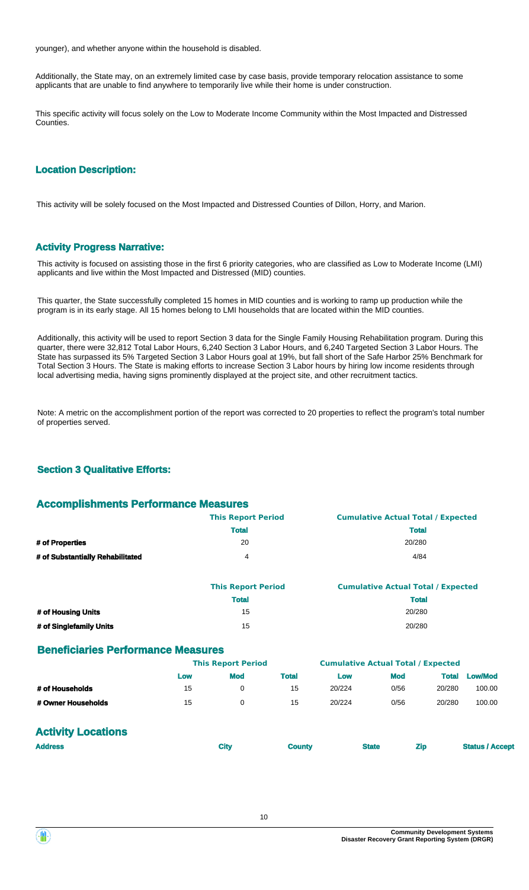younger), and whether anyone within the household is disabled.

Additionally, the State may, on an extremely limited case by case basis, provide temporary relocation assistance to some applicants that are unable to find anywhere to temporarily live while their home is under construction.

This specific activity will focus solely on the Low to Moderate Income Community within the Most Impacted and Distressed Counties.

### Location Description:

This activity will be solely focused on the Most Impacted and Distressed Counties of Dillon, Horry, and Marion.

### Activity Progress Narrative:

This activity is focused on assisting those in the first 6 priority categories, who are classified as Low to Moderate Income (LMI) applicants and live within the Most Impacted and Distressed (MID) counties.

This quarter, the State successfully completed 15 homes in MID counties and is working to ramp up production while the program is in its early stage. All 15 homes belong to LMI households that are located within the MID counties.

Additionally, this activity will be used to report Section 3 data for the Single Family Housing Rehabilitation program. During this quarter, there were 32,812 Total Labor Hours, 6,240 Section 3 Labor Hours, and 6,240 Targeted Section 3 Labor Hours. The State has surpassed its 5% Targeted Section 3 Labor Hours goal at 19%, but fall short of the Safe Harbor 25% Benchmark for Total Section 3 Hours. The State is making efforts to increase Section 3 Labor hours by hiring low income residents through local advertising media, having signs prominently displayed at the project site, and other recruitment tactics.

Note: A metric on the accomplishment portion of the report was corrected to 20 properties to reflect the program's total number of properties served.

### Section 3 Qualitative Efforts:

## Accomplishments Performance Measures

| | This Report Period | Cumulative Actual Total / Expected |
|---|---|---|
| | Total | Total |
| # of Properties | 20 | 20/280 |
| # of Substantially Rehabilitated | 4 | 4/84 |

| | This Report Period | Cumulative Actual Total / Expected |
|---|---|---|
| | Total | Total |
| # of Housing Units | 15 | 20/280 |
| # of Singlefamily Units | 15 | 20/280 |

## Beneficiaries Performance Measures

| | This Report Period | | | Cumulative Actual Total / Expected | | | |
|---|---|---|---|---|---|---|---|
| | Low | Mod | Total | Low | Mod | Total | Low/Mod |
| # of Households | 15 | 0 | 15 | 20/224 | 0/56 | 20/280 | 100.00 |
| # Owner Households | 15 | 0 | 15 | 20/224 | 0/56 | 20/280 | 100.00 |

## Activity Locations

| Address | City | County | State | Zip | Status / Accept |
|---|---|---|---|---|---|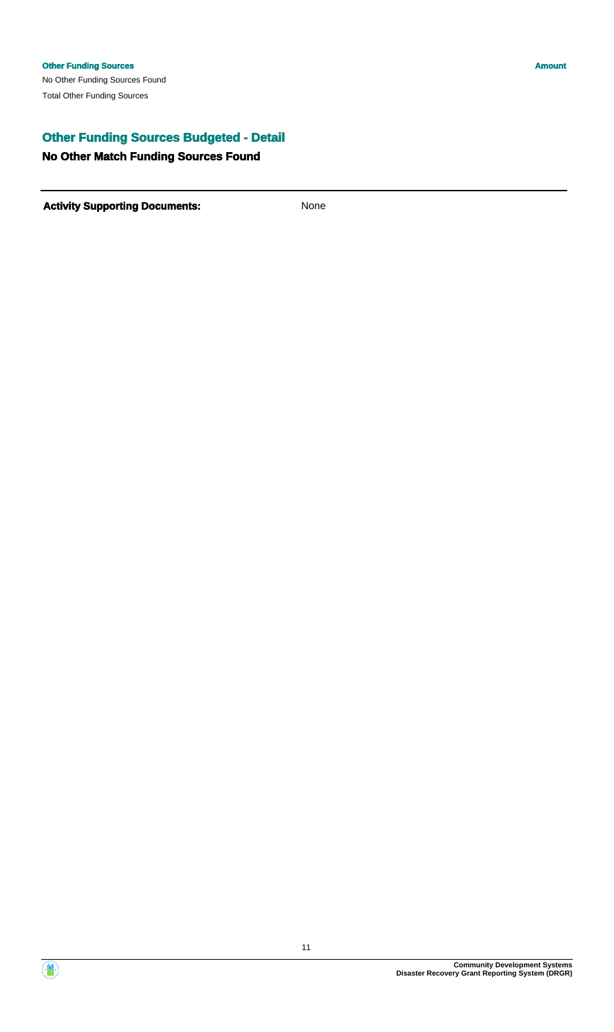| Other Funding Sources | Amount |
| --- | --- |
| No Other Funding Sources Found | |
| Total Other Funding Sources | |

## Other Funding Sources Budgeted - Detail

### No Other Match Funding Sources Found

**Activity Supporting Documents:** None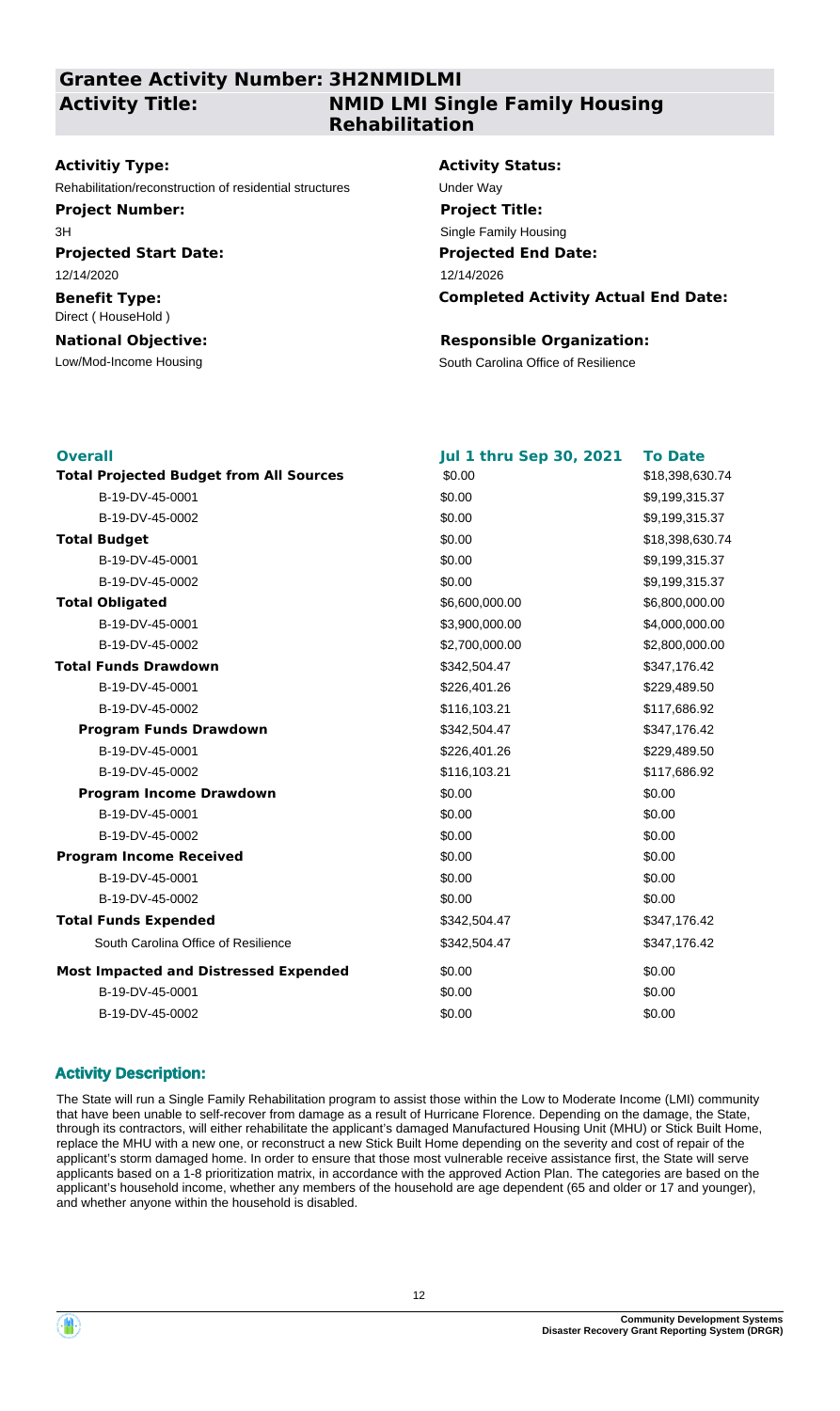## Grantee Activity Number: 3H2NMIDLMI

## Activity Title: NMID LMI Single Family Housing Rehabilitation

**Activitiy Type:**
Rehabilitation/reconstruction of residential structures

**Activity Status:**
Under Way

**Project Number:**
3H

**Project Title:**
Single Family Housing

**Projected Start Date:**
12/14/2020

**Projected End Date:**
12/14/2026

**Benefit Type:**
Direct ( HouseHold )

**Completed Activity Actual End Date:**

**National Objective:**
Low/Mod-Income Housing

**Responsible Organization:**
South Carolina Office of Resilience

| Overall | Jul 1 thru Sep 30, 2021 | To Date |
|---|---|---|
| **Total Projected Budget from All Sources** | $0.00 | $18,398,630.74 |
| B-19-DV-45-0001 | $0.00 | $9,199,315.37 |
| B-19-DV-45-0002 | $0.00 | $9,199,315.37 |
| **Total Budget** | $0.00 | $18,398,630.74 |
| B-19-DV-45-0001 | $0.00 | $9,199,315.37 |
| B-19-DV-45-0002 | $0.00 | $9,199,315.37 |
| **Total Obligated** | $6,600,000.00 | $6,800,000.00 |
| B-19-DV-45-0001 | $3,900,000.00 | $4,000,000.00 |
| B-19-DV-45-0002 | $2,700,000.00 | $2,800,000.00 |
| **Total Funds Drawdown** | $342,504.47 | $347,176.42 |
| B-19-DV-45-0001 | $226,401.26 | $229,489.50 |
| B-19-DV-45-0002 | $116,103.21 | $117,686.92 |
| **Program Funds Drawdown** | $342,504.47 | $347,176.42 |
| B-19-DV-45-0001 | $226,401.26 | $229,489.50 |
| B-19-DV-45-0002 | $116,103.21 | $117,686.92 |
| **Program Income Drawdown** | $0.00 | $0.00 |
| B-19-DV-45-0001 | $0.00 | $0.00 |
| B-19-DV-45-0002 | $0.00 | $0.00 |
| **Program Income Received** | $0.00 | $0.00 |
| B-19-DV-45-0001 | $0.00 | $0.00 |
| B-19-DV-45-0002 | $0.00 | $0.00 |
| **Total Funds Expended** | $342,504.47 | $347,176.42 |
| South Carolina Office of Resilience | $342,504.47 | $347,176.42 |
| **Most Impacted and Distressed Expended** | $0.00 | $0.00 |
| B-19-DV-45-0001 | $0.00 | $0.00 |
| B-19-DV-45-0002 | $0.00 | $0.00 |

### Activity Description:

The State will run a Single Family Rehabilitation program to assist those within the Low to Moderate Income (LMI) community that have been unable to self-recover from damage as a result of Hurricane Florence. Depending on the damage, the State, through its contractors, will either rehabilitate the applicant's damaged Manufactured Housing Unit (MHU) or Stick Built Home, replace the MHU with a new one, or reconstruct a new Stick Built Home depending on the severity and cost of repair of the applicant's storm damaged home. In order to ensure that those most vulnerable receive assistance first, the State will serve applicants based on a 1-8 prioritization matrix, in accordance with the approved Action Plan. The categories are based on the applicant's household income, whether any members of the household are age dependent (65 and older or 17 and younger), and whether anyone within the household is disabled.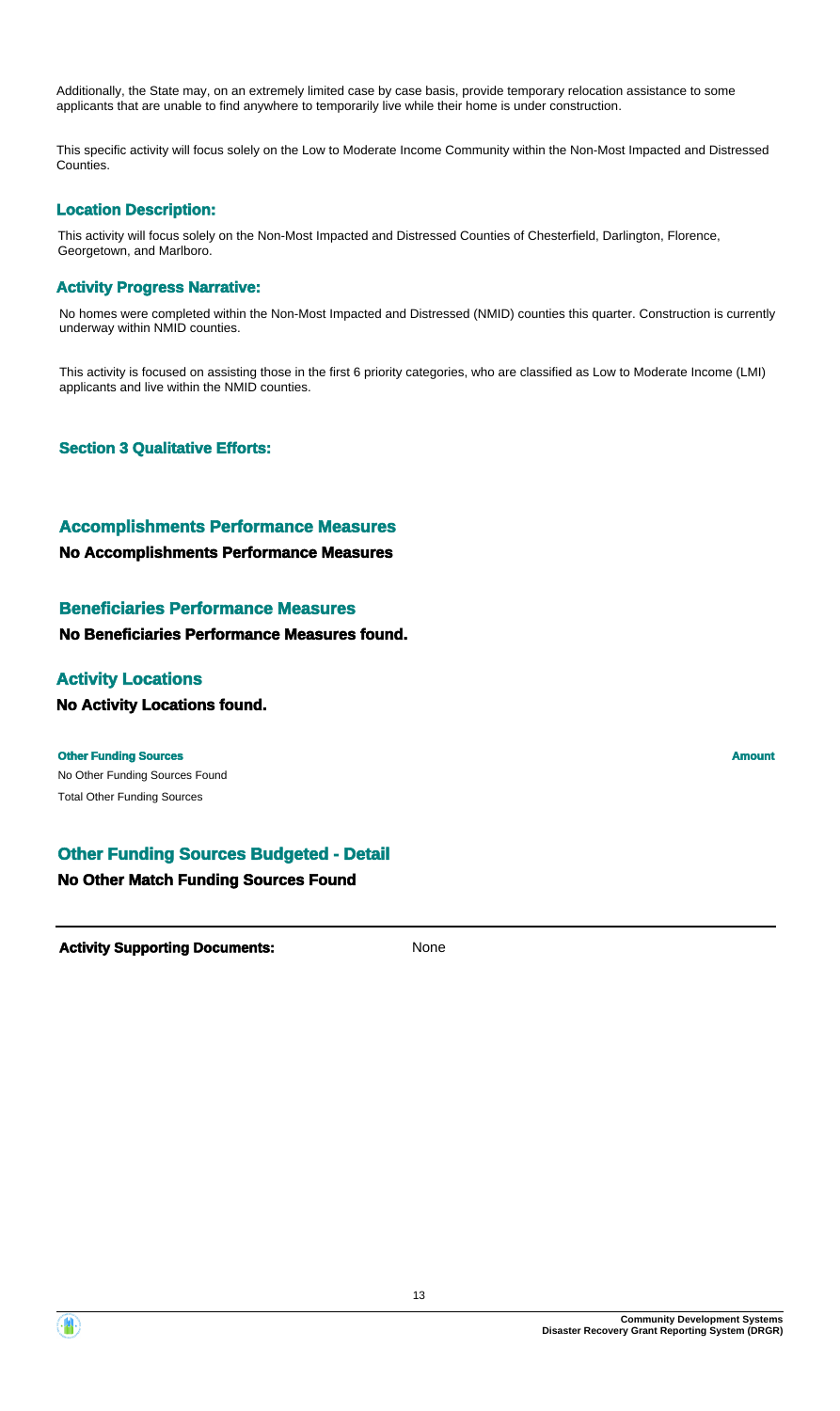Additionally, the State may, on an extremely limited case by case basis, provide temporary relocation assistance to some applicants that are unable to find anywhere to temporarily live while their home is under construction.

This specific activity will focus solely on the Low to Moderate Income Community within the Non-Most Impacted and Distressed Counties.

### Location Description:

This activity will focus solely on the Non-Most Impacted and Distressed Counties of Chesterfield, Darlington, Florence, Georgetown, and Marlboro.

### Activity Progress Narrative:

No homes were completed within the Non-Most Impacted and Distressed (NMID) counties this quarter. Construction is currently underway within NMID counties.

This activity is focused on assisting those in the first 6 priority categories, who are classified as Low to Moderate Income (LMI) applicants and live within the NMID counties.

### Section 3 Qualitative Efforts:

## Accomplishments Performance Measures

**No Accomplishments Performance Measures**

## Beneficiaries Performance Measures

**No Beneficiaries Performance Measures found.**

## Activity Locations

**No Activity Locations found.**

| Other Funding Sources | Amount |
| --- | --- |
| No Other Funding Sources Found | |
| Total Other Funding Sources | |

## Other Funding Sources Budgeted - Detail

**No Other Match Funding Sources Found**

**Activity Supporting Documents:** None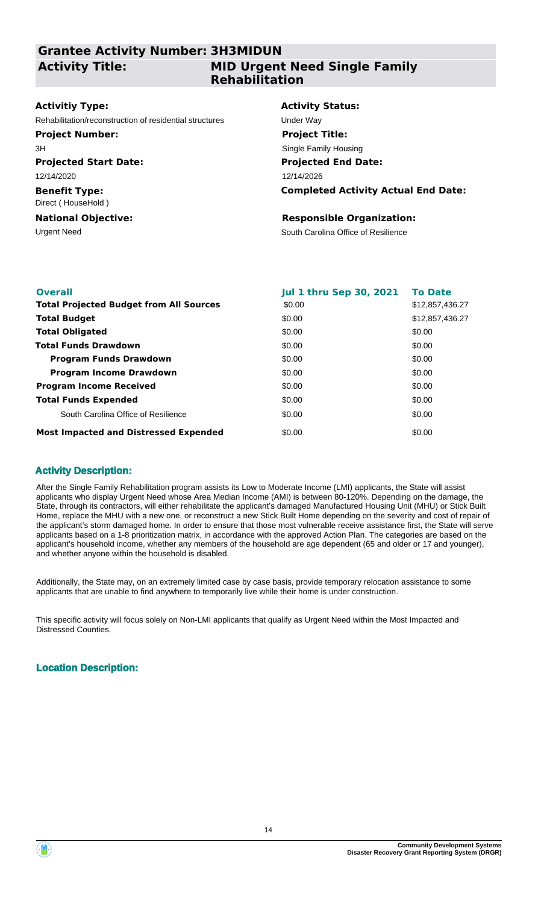## Grantee Activity Number: 3H3MIDUN

## Activity Title: MID Urgent Need Single Family Rehabilitation

**Activitiy Type:**
Rehabilitation/reconstruction of residential structures

**Activity Status:**
Under Way

**Project Number:**
3H

**Project Title:**
Single Family Housing

**Projected Start Date:**
12/14/2020

**Projected End Date:**
12/14/2026

**Benefit Type:**
Direct ( HouseHold )

**Completed Activity Actual End Date:**

**National Objective:**
Urgent Need

**Responsible Organization:**
South Carolina Office of Resilience

| Overall | Jul 1 thru Sep 30, 2021 | To Date |
|---|---|---|
| **Total Projected Budget from All Sources** | $0.00 | $12,857,436.27 |
| **Total Budget** | $0.00 | $12,857,436.27 |
| **Total Obligated** | $0.00 | $0.00 |
| **Total Funds Drawdown** | $0.00 | $0.00 |
| **Program Funds Drawdown** | $0.00 | $0.00 |
| **Program Income Drawdown** | $0.00 | $0.00 |
| **Program Income Received** | $0.00 | $0.00 |
| **Total Funds Expended** | $0.00 | $0.00 |
| South Carolina Office of Resilience | $0.00 | $0.00 |
| **Most Impacted and Distressed Expended** | $0.00 | $0.00 |

### Activity Description:

After the Single Family Rehabilitation program assists its Low to Moderate Income (LMI) applicants, the State will assist applicants who display Urgent Need whose Area Median Income (AMI) is between 80-120%. Depending on the damage, the State, through its contractors, will either rehabilitate the applicant's damaged Manufactured Housing Unit (MHU) or Stick Built Home, replace the MHU with a new one, or reconstruct a new Stick Built Home depending on the severity and cost of repair of the applicant's storm damaged home. In order to ensure that those most vulnerable receive assistance first, the State will serve applicants based on a 1-8 prioritization matrix, in accordance with the approved Action Plan. The categories are based on the applicant's household income, whether any members of the household are age dependent (65 and older or 17 and younger), and whether anyone within the household is disabled.

Additionally, the State may, on an extremely limited case by case basis, provide temporary relocation assistance to some applicants that are unable to find anywhere to temporarily live while their home is under construction.

This specific activity will focus solely on Non-LMI applicants that qualify as Urgent Need within the Most Impacted and Distressed Counties.

### Location Description: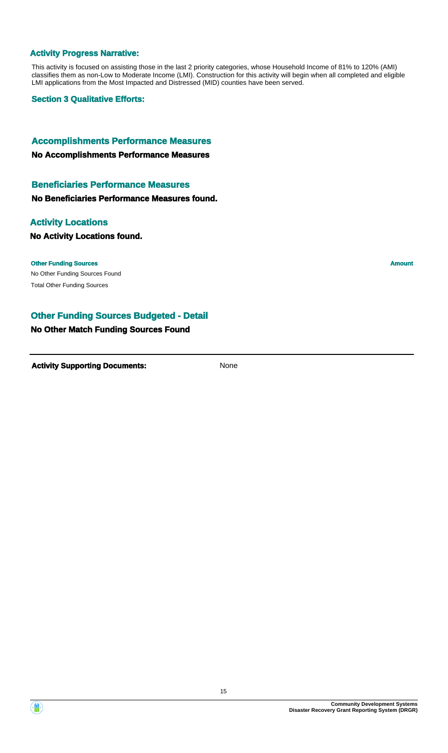### Activity Progress Narrative:

This activity is focused on assisting those in the last 2 priority categories, whose Household Income of 81% to 120% (AMI) classifies them as non-Low to Moderate Income (LMI). Construction for this activity will begin when all completed and eligible LMI applications from the Most Impacted and Distressed (MID) counties have been served.

### Section 3 Qualitative Efforts:

## Accomplishments Performance Measures

**No Accomplishments Performance Measures**

## Beneficiaries Performance Measures

**No Beneficiaries Performance Measures found.**

## Activity Locations

**No Activity Locations found.**

| Other Funding Sources | Amount |
|---|---|
| No Other Funding Sources Found | |
| Total Other Funding Sources | |

## Other Funding Sources Budgeted - Detail

**No Other Match Funding Sources Found**

**Activity Supporting Documents:** None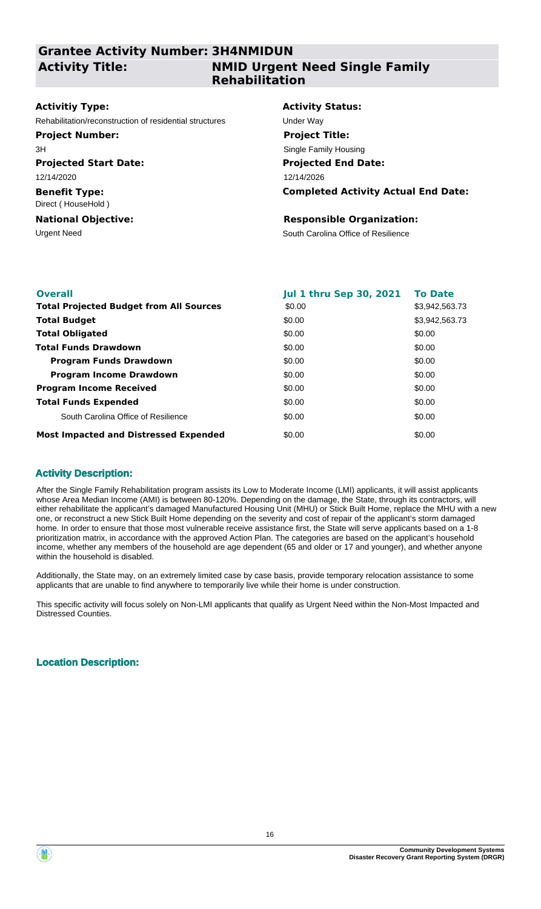## Grantee Activity Number: 3H4NMIDUN

## Activity Title: NMID Urgent Need Single Family Rehabilitation

**Activitiy Type:**
Rehabilitation/reconstruction of residential structures

**Activity Status:**
Under Way

**Project Number:**
3H

**Project Title:**
Single Family Housing

**Projected Start Date:**
12/14/2020

**Projected End Date:**
12/14/2026

**Benefit Type:**
Direct ( HouseHold )

**Completed Activity Actual End Date:**

**National Objective:**
Urgent Need

**Responsible Organization:**
South Carolina Office of Resilience

| Overall | Jul 1 thru Sep 30, 2021 | To Date |
|---|---|---|
| **Total Projected Budget from All Sources** | $0.00 | $3,942,563.73 |
| **Total Budget** | $0.00 | $3,942,563.73 |
| **Total Obligated** | $0.00 | $0.00 |
| **Total Funds Drawdown** | $0.00 | $0.00 |
| **Program Funds Drawdown** | $0.00 | $0.00 |
| **Program Income Drawdown** | $0.00 | $0.00 |
| **Program Income Received** | $0.00 | $0.00 |
| **Total Funds Expended** | $0.00 | $0.00 |
| South Carolina Office of Resilience | $0.00 | $0.00 |
| **Most Impacted and Distressed Expended** | $0.00 | $0.00 |

### Activity Description:

After the Single Family Rehabilitation program assists its Low to Moderate Income (LMI) applicants, it will assist applicants whose Area Median Income (AMI) is between 80-120%. Depending on the damage, the State, through its contractors, will either rehabilitate the applicant's damaged Manufactured Housing Unit (MHU) or Stick Built Home, replace the MHU with a new one, or reconstruct a new Stick Built Home depending on the severity and cost of repair of the applicant's storm damaged home. In order to ensure that those most vulnerable receive assistance first, the State will serve applicants based on a 1-8 prioritization matrix, in accordance with the approved Action Plan. The categories are based on the applicant's household income, whether any members of the household are age dependent (65 and older or 17 and younger), and whether anyone within the household is disabled.

Additionally, the State may, on an extremely limited case by case basis, provide temporary relocation assistance to some applicants that are unable to find anywhere to temporarily live while their home is under construction.

This specific activity will focus solely on Non-LMI applicants that qualify as Urgent Need within the Non-Most Impacted and Distressed Counties.

### Location Description: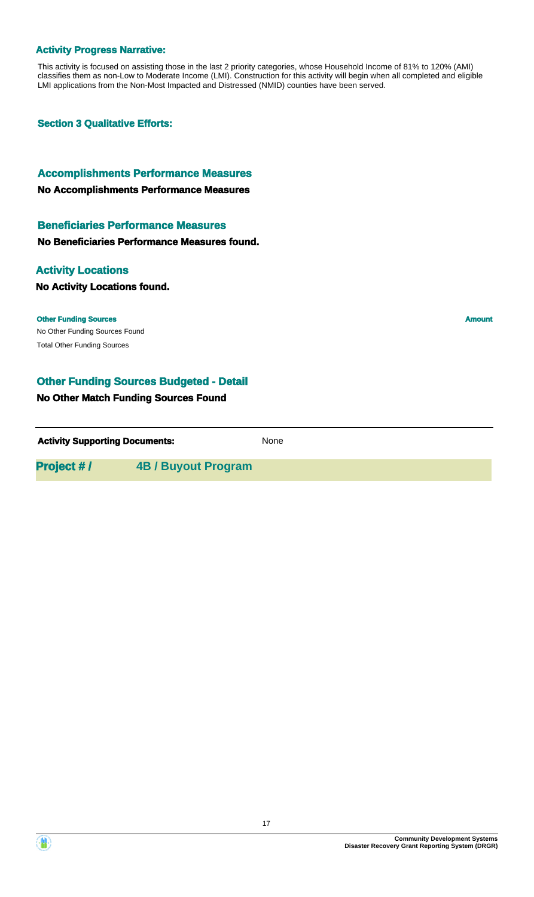### Activity Progress Narrative:

This activity is focused on assisting those in the last 2 priority categories, whose Household Income of 81% to 120% (AMI) classifies them as non-Low to Moderate Income (LMI). Construction for this activity will begin when all completed and eligible LMI applications from the Non-Most Impacted and Distressed (NMID) counties have been served.

### Section 3 Qualitative Efforts:

## Accomplishments Performance Measures

**No Accomplishments Performance Measures**

## Beneficiaries Performance Measures

**No Beneficiaries Performance Measures found.**

## Activity Locations

**No Activity Locations found.**

| Other Funding Sources | Amount |
| --- | --- |
| No Other Funding Sources Found | |
| Total Other Funding Sources | |

## Other Funding Sources Budgeted - Detail

**No Other Match Funding Sources Found**

**Activity Supporting Documents:** None

## Project # / 4B / Buyout Program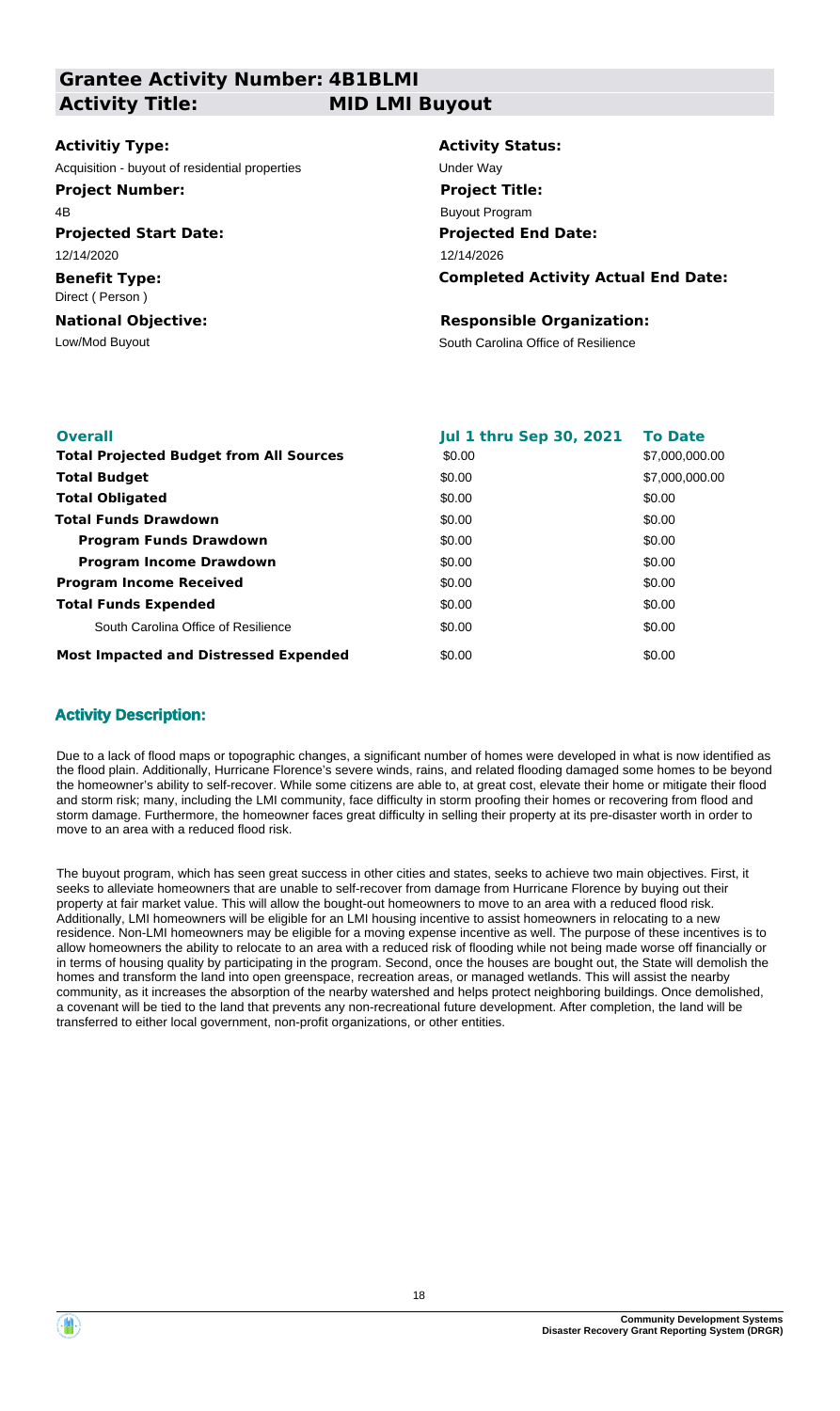## Grantee Activity Number: 4B1BLMI
## Activity Title: MID LMI Buyout

**Activitiy Type:**
Acquisition - buyout of residential properties

**Project Number:**
4B

**Projected Start Date:**
12/14/2020

**Benefit Type:**
Direct ( Person )

**National Objective:**
Low/Mod Buyout

**Activity Status:**
Under Way

**Project Title:**
Buyout Program

**Projected End Date:**
12/14/2026

**Completed Activity Actual End Date:**

**Responsible Organization:**
South Carolina Office of Resilience

| Overall | Jul 1 thru Sep 30, 2021 | To Date |
|---|---|---|
| **Total Projected Budget from All Sources** | $0.00 | $7,000,000.00 |
| **Total Budget** | $0.00 | $7,000,000.00 |
| **Total Obligated** | $0.00 | $0.00 |
| **Total Funds Drawdown** | $0.00 | $0.00 |
| **Program Funds Drawdown** | $0.00 | $0.00 |
| **Program Income Drawdown** | $0.00 | $0.00 |
| **Program Income Received** | $0.00 | $0.00 |
| **Total Funds Expended** | $0.00 | $0.00 |
| South Carolina Office of Resilience | $0.00 | $0.00 |
| **Most Impacted and Distressed Expended** | $0.00 | $0.00 |

### Activity Description:

Due to a lack of flood maps or topographic changes, a significant number of homes were developed in what is now identified as the flood plain. Additionally, Hurricane Florence's severe winds, rains, and related flooding damaged some homes to be beyond the homeowner's ability to self-recover. While some citizens are able to, at great cost, elevate their home or mitigate their flood and storm risk; many, including the LMI community, face difficulty in storm proofing their homes or recovering from flood and storm damage. Furthermore, the homeowner faces great difficulty in selling their property at its pre-disaster worth in order to move to an area with a reduced flood risk.

The buyout program, which has seen great success in other cities and states, seeks to achieve two main objectives. First, it seeks to alleviate homeowners that are unable to self-recover from damage from Hurricane Florence by buying out their property at fair market value. This will allow the bought-out homeowners to move to an area with a reduced flood risk. Additionally, LMI homeowners will be eligible for an LMI housing incentive to assist homeowners in relocating to a new residence. Non-LMI homeowners may be eligible for a moving expense incentive as well. The purpose of these incentives is to allow homeowners the ability to relocate to an area with a reduced risk of flooding while not being made worse off financially or in terms of housing quality by participating in the program. Second, once the houses are bought out, the State will demolish the homes and transform the land into open greenspace, recreation areas, or managed wetlands. This will assist the nearby community, as it increases the absorption of the nearby watershed and helps protect neighboring buildings. Once demolished, a covenant will be tied to the land that prevents any non-recreational future development. After completion, the land will be transferred to either local government, non-profit organizations, or other entities.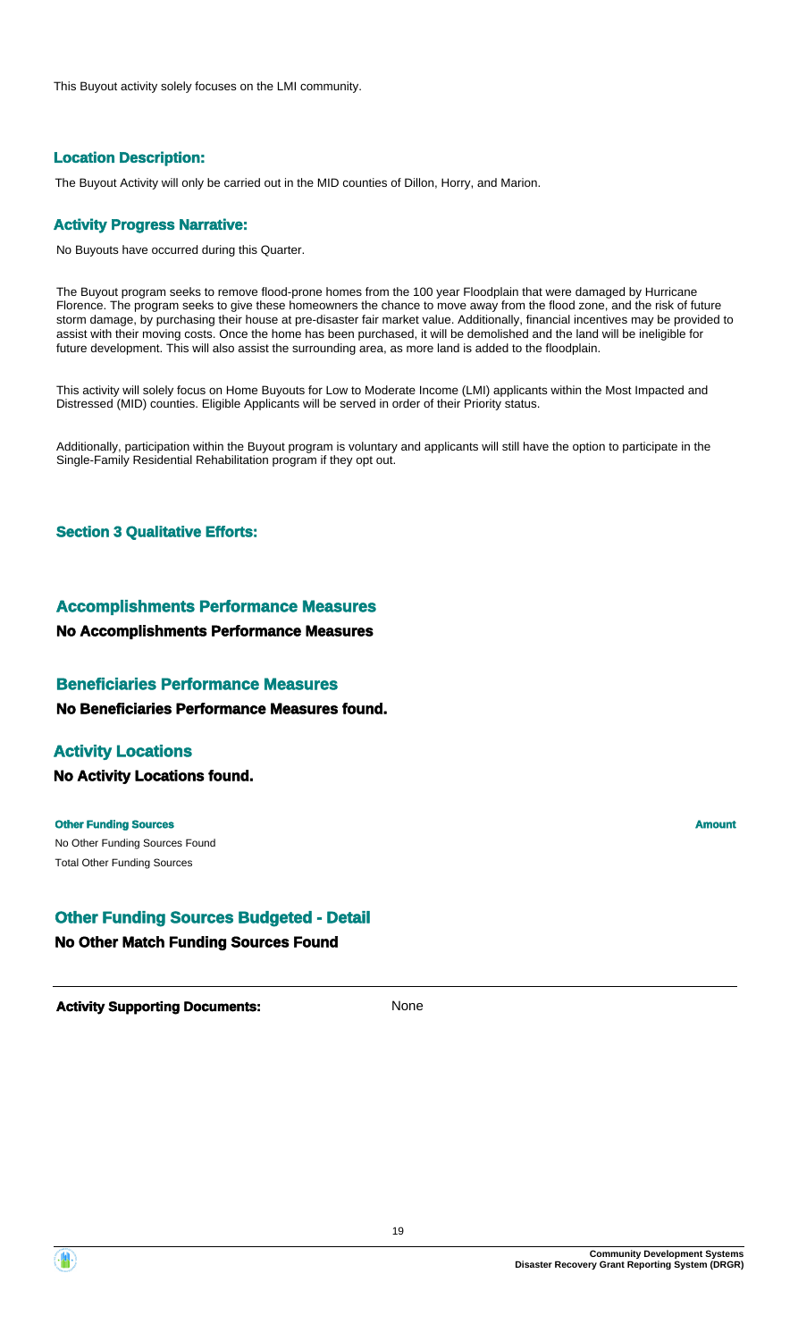This Buyout activity solely focuses on the LMI community.

### Location Description:

The Buyout Activity will only be carried out in the MID counties of Dillon, Horry, and Marion.

### Activity Progress Narrative:

No Buyouts have occurred during this Quarter.

The Buyout program seeks to remove flood-prone homes from the 100 year Floodplain that were damaged by Hurricane Florence. The program seeks to give these homeowners the chance to move away from the flood zone, and the risk of future storm damage, by purchasing their house at pre-disaster fair market value. Additionally, financial incentives may be provided to assist with their moving costs. Once the home has been purchased, it will be demolished and the land will be ineligible for future development. This will also assist the surrounding area, as more land is added to the floodplain.

This activity will solely focus on Home Buyouts for Low to Moderate Income (LMI) applicants within the Most Impacted and Distressed (MID) counties. Eligible Applicants will be served in order of their Priority status.

Additionally, participation within the Buyout program is voluntary and applicants will still have the option to participate in the Single-Family Residential Rehabilitation program if they opt out.

### Section 3 Qualitative Efforts:

## Accomplishments Performance Measures

**No Accomplishments Performance Measures**

## Beneficiaries Performance Measures

**No Beneficiaries Performance Measures found.**

## Activity Locations

**No Activity Locations found.**

| Other Funding Sources | Amount |
| --- | --- |
| No Other Funding Sources Found | |
| Total Other Funding Sources | |

## Other Funding Sources Budgeted - Detail

**No Other Match Funding Sources Found**

**Activity Supporting Documents:** None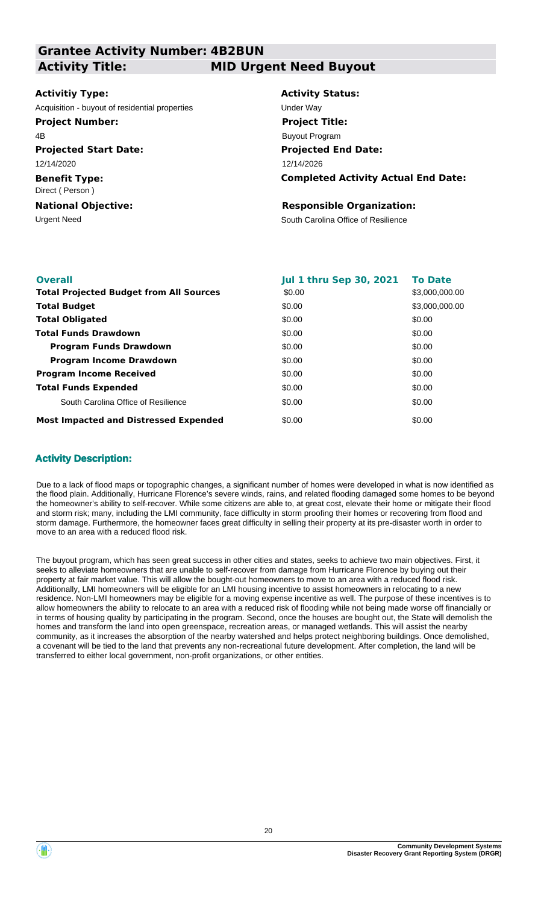## Grantee Activity Number: 4B2BUN

## Activity Title: MID Urgent Need Buyout

**Activitiy Type:**
Acquisition - buyout of residential properties

**Activity Status:**
Under Way

**Project Number:**
4B

**Project Title:**
Buyout Program

**Projected Start Date:**
12/14/2020

**Projected End Date:**
12/14/2026

**Benefit Type:**
Direct ( Person )

**Completed Activity Actual End Date:**

**National Objective:**
Urgent Need

**Responsible Organization:**
South Carolina Office of Resilience

| Overall | Jul 1 thru Sep 30, 2021 | To Date |
| --- | --- | --- |
| **Total Projected Budget from All Sources** | $0.00 | $3,000,000.00 |
| **Total Budget** | $0.00 | $3,000,000.00 |
| **Total Obligated** | $0.00 | $0.00 |
| **Total Funds Drawdown** | $0.00 | $0.00 |
| **Program Funds Drawdown** | $0.00 | $0.00 |
| **Program Income Drawdown** | $0.00 | $0.00 |
| **Program Income Received** | $0.00 | $0.00 |
| **Total Funds Expended** | $0.00 | $0.00 |
| South Carolina Office of Resilience | $0.00 | $0.00 |
| **Most Impacted and Distressed Expended** | $0.00 | $0.00 |

### Activity Description:

Due to a lack of flood maps or topographic changes, a significant number of homes were developed in what is now identified as the flood plain. Additionally, Hurricane Florence's severe winds, rains, and related flooding damaged some homes to be beyond the homeowner's ability to self-recover. While some citizens are able to, at great cost, elevate their home or mitigate their flood and storm risk; many, including the LMI community, face difficulty in storm proofing their homes or recovering from flood and storm damage. Furthermore, the homeowner faces great difficulty in selling their property at its pre-disaster worth in order to move to an area with a reduced flood risk.

The buyout program, which has seen great success in other cities and states, seeks to achieve two main objectives. First, it seeks to alleviate homeowners that are unable to self-recover from damage from Hurricane Florence by buying out their property at fair market value. This will allow the bought-out homeowners to move to an area with a reduced flood risk. Additionally, LMI homeowners will be eligible for an LMI housing incentive to assist homeowners in relocating to a new residence. Non-LMI homeowners may be eligible for a moving expense incentive as well. The purpose of these incentives is to allow homeowners the ability to relocate to an area with a reduced risk of flooding while not being made worse off financially or in terms of housing quality by participating in the program. Second, once the houses are bought out, the State will demolish the homes and transform the land into open greenspace, recreation areas, or managed wetlands. This will assist the nearby community, as it increases the absorption of the nearby watershed and helps protect neighboring buildings. Once demolished, a covenant will be tied to the land that prevents any non-recreational future development. After completion, the land will be transferred to either local government, non-profit organizations, or other entities.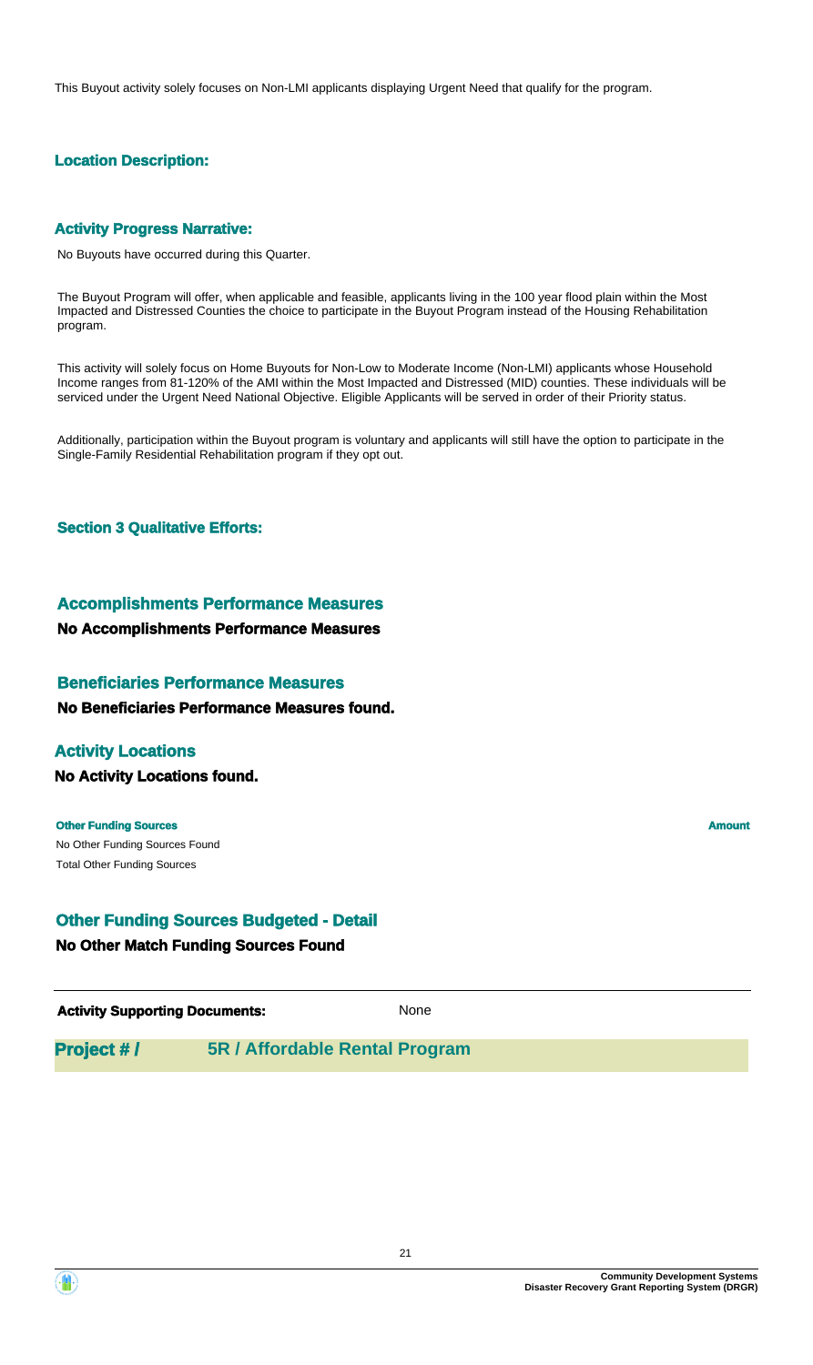This Buyout activity solely focuses on Non-LMI applicants displaying Urgent Need that qualify for the program.

### Location Description:

### Activity Progress Narrative:

No Buyouts have occurred during this Quarter.

The Buyout Program will offer, when applicable and feasible, applicants living in the 100 year flood plain within the Most Impacted and Distressed Counties the choice to participate in the Buyout Program instead of the Housing Rehabilitation program.

This activity will solely focus on Home Buyouts for Non-Low to Moderate Income (Non-LMI) applicants whose Household Income ranges from 81-120% of the AMI within the Most Impacted and Distressed (MID) counties. These individuals will be serviced under the Urgent Need National Objective. Eligible Applicants will be served in order of their Priority status.

Additionally, participation within the Buyout program is voluntary and applicants will still have the option to participate in the Single-Family Residential Rehabilitation program if they opt out.

### Section 3 Qualitative Efforts:

## Accomplishments Performance Measures

**No Accomplishments Performance Measures**

## Beneficiaries Performance Measures

**No Beneficiaries Performance Measures found.**

## Activity Locations

**No Activity Locations found.**

| Other Funding Sources | Amount |
| --- | --- |
| No Other Funding Sources Found | |
| Total Other Funding Sources | |

## Other Funding Sources Budgeted - Detail

**No Other Match Funding Sources Found**

**Activity Supporting Documents:** None

## Project # / 5R / Affordable Rental Program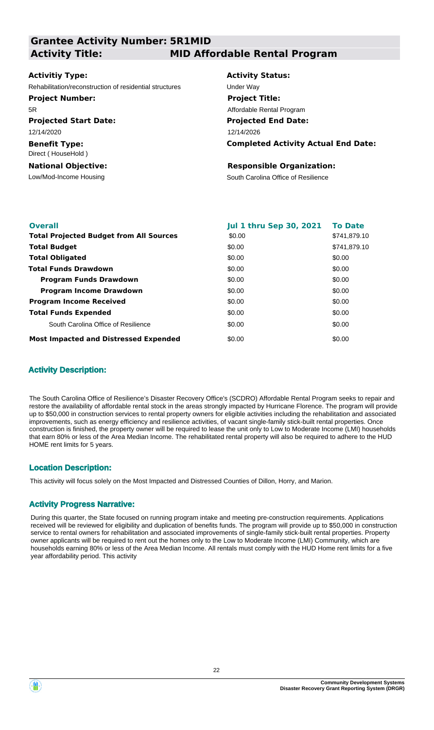## Grantee Activity Number: 5R1MID

## Activity Title: MID Affordable Rental Program

**Activitiy Type:**
Rehabilitation/reconstruction of residential structures

**Activity Status:**
Under Way

**Project Number:**
5R

**Project Title:**
Affordable Rental Program

**Projected Start Date:**
12/14/2020

**Projected End Date:**
12/14/2026

**Benefit Type:**
Direct ( HouseHold )

**Completed Activity Actual End Date:**

**National Objective:**
Low/Mod-Income Housing

**Responsible Organization:**
South Carolina Office of Resilience

| Overall | Jul 1 thru Sep 30, 2021 | To Date |
|---|---|---|
| **Total Projected Budget from All Sources** | $0.00 | $741,879.10 |
| **Total Budget** | $0.00 | $741,879.10 |
| **Total Obligated** | $0.00 | $0.00 |
| **Total Funds Drawdown** | $0.00 | $0.00 |
| **Program Funds Drawdown** | $0.00 | $0.00 |
| **Program Income Drawdown** | $0.00 | $0.00 |
| **Program Income Received** | $0.00 | $0.00 |
| **Total Funds Expended** | $0.00 | $0.00 |
| South Carolina Office of Resilience | $0.00 | $0.00 |
| **Most Impacted and Distressed Expended** | $0.00 | $0.00 |

### Activity Description:

The South Carolina Office of Resilience's Disaster Recovery Office's (SCDRO) Affordable Rental Program seeks to repair and restore the availability of affordable rental stock in the areas strongly impacted by Hurricane Florence. The program will provide up to $50,000 in construction services to rental property owners for eligible activities including the rehabilitation and associated improvements, such as energy efficiency and resilience activities, of vacant single-family stick-built rental properties. Once construction is finished, the property owner will be required to lease the unit only to Low to Moderate Income (LMI) households that earn 80% or less of the Area Median Income. The rehabilitated rental property will also be required to adhere to the HUD HOME rent limits for 5 years.

### Location Description:

This activity will focus solely on the Most Impacted and Distressed Counties of Dillon, Horry, and Marion.

### Activity Progress Narrative:

During this quarter, the State focused on running program intake and meeting pre-construction requirements. Applications received will be reviewed for eligibility and duplication of benefits funds. The program will provide up to $50,000 in construction service to rental owners for rehabilitation and associated improvements of single-family stick-built rental properties. Property owner applicants will be required to rent out the homes only to the Low to Moderate Income (LMI) Community, which are households earning 80% or less of the Area Median Income. All rentals must comply with the HUD Home rent limits for a five year affordability period. This activity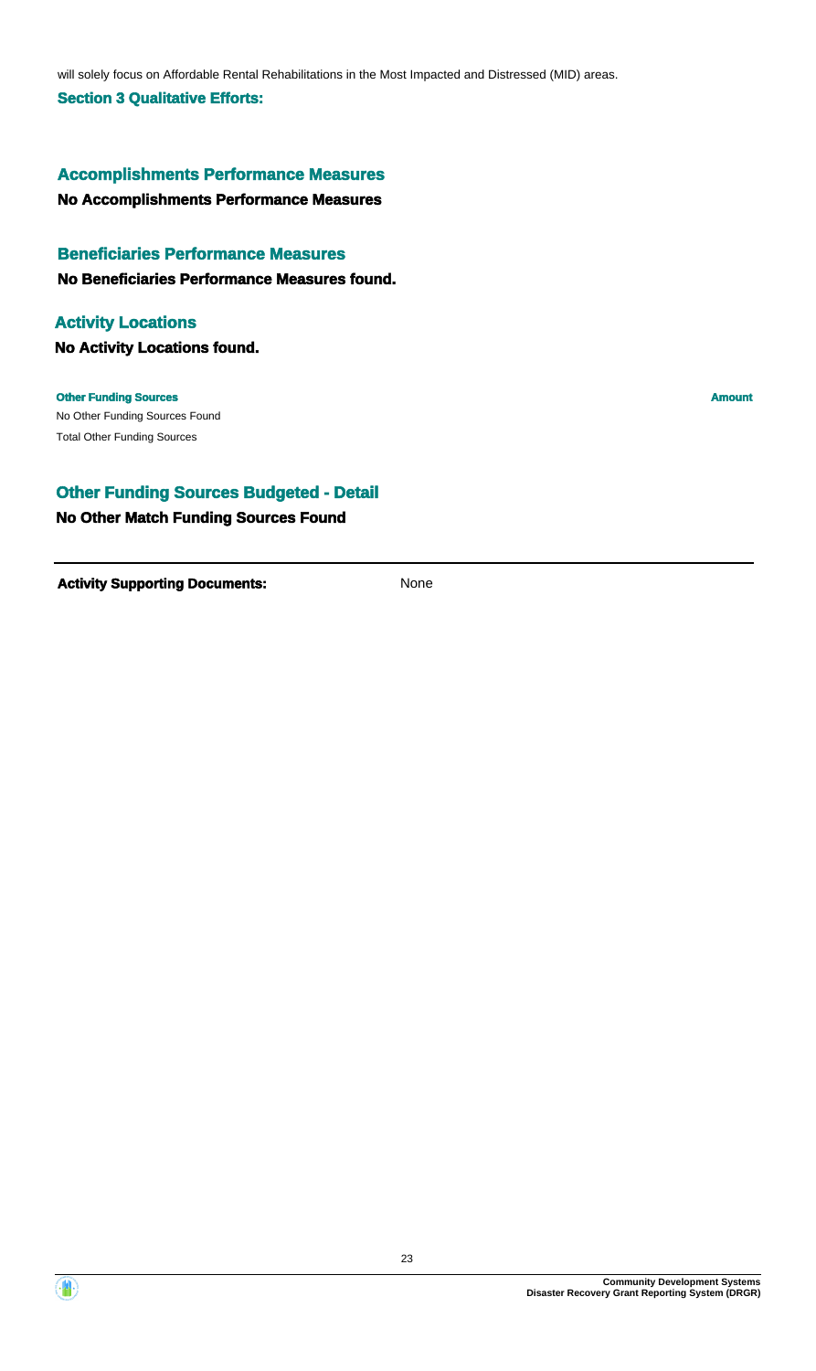will solely focus on Affordable Rental Rehabilitations in the Most Impacted and Distressed (MID) areas.

**Section 3 Qualitative Efforts:**

### Accomplishments Performance Measures

**No Accomplishments Performance Measures**

### Beneficiaries Performance Measures

**No Beneficiaries Performance Measures found.**

### Activity Locations

**No Activity Locations found.**

| Other Funding Sources | Amount |
| --- | --- |
| No Other Funding Sources Found | |
| Total Other Funding Sources | |

### Other Funding Sources Budgeted - Detail

**No Other Match Funding Sources Found**

**Activity Supporting Documents:** None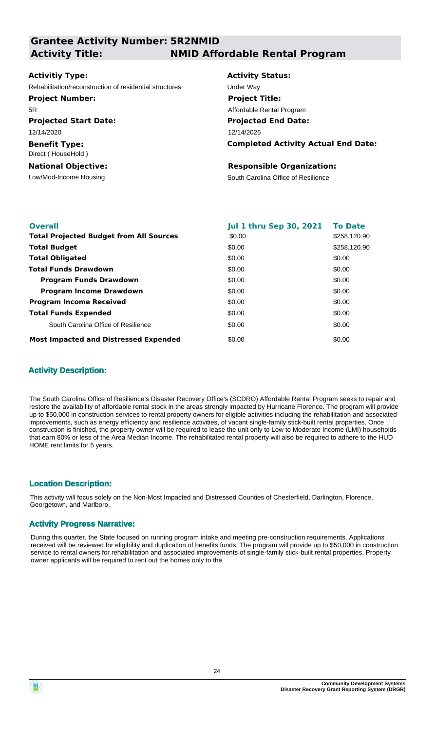## Grantee Activity Number: 5R2NMID

## Activity Title: NMID Affordable Rental Program

**Activitiy Type:**
Rehabilitation/reconstruction of residential structures

**Activity Status:**
Under Way

**Project Number:**
5R

**Project Title:**
Affordable Rental Program

**Projected Start Date:**
12/14/2020

**Projected End Date:**
12/14/2026

**Benefit Type:**
Direct ( HouseHold )

**Completed Activity Actual End Date:**

**National Objective:**
Low/Mod-Income Housing

**Responsible Organization:**
South Carolina Office of Resilience

| Overall | Jul 1 thru Sep 30, 2021 | To Date |
|---|---|---|
| **Total Projected Budget from All Sources** | \$0.00 | \$258,120.90 |
| **Total Budget** | \$0.00 | \$258,120.90 |
| **Total Obligated** | \$0.00 | \$0.00 |
| **Total Funds Drawdown** | \$0.00 | \$0.00 |
| **Program Funds Drawdown** | \$0.00 | \$0.00 |
| **Program Income Drawdown** | \$0.00 | \$0.00 |
| **Program Income Received** | \$0.00 | \$0.00 |
| **Total Funds Expended** | \$0.00 | \$0.00 |
| South Carolina Office of Resilience | \$0.00 | \$0.00 |
| **Most Impacted and Distressed Expended** | \$0.00 | \$0.00 |

### Activity Description:

The South Carolina Office of Resilience's Disaster Recovery Office's (SCDRO) Affordable Rental Program seeks to repair and restore the availability of affordable rental stock in the areas strongly impacted by Hurricane Florence. The program will provide up to \$50,000 in construction services to rental property owners for eligible activities including the rehabilitation and associated improvements, such as energy efficiency and resilience activities, of vacant single-family stick-built rental properties. Once construction is finished, the property owner will be required to lease the unit only to Low to Moderate Income (LMI) households that earn 80% or less of the Area Median Income. The rehabilitated rental property will also be required to adhere to the HUD HOME rent limits for 5 years.

### Location Description:

This activity will focus solely on the Non-Most Impacted and Distressed Counties of Chesterfield, Darlington, Florence, Georgetown, and Marlboro.

### Activity Progress Narrative:

During this quarter, the State focused on running program intake and meeting pre-construction requirements. Applications received will be reviewed for eligibility and duplication of benefits funds. The program will provide up to \$50,000 in construction service to rental owners for rehabilitation and associated improvements of single-family stick-built rental properties. Property owner applicants will be required to rent out the homes only to the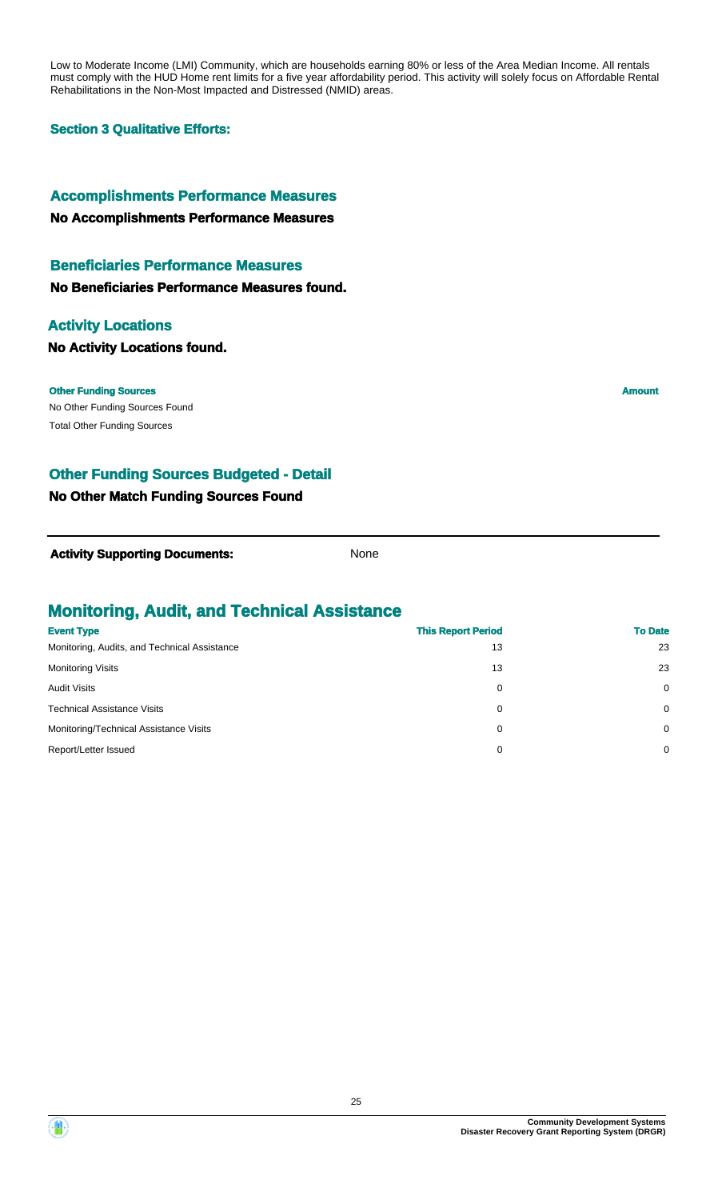Low to Moderate Income (LMI) Community, which are households earning 80% or less of the Area Median Income. All rentals must comply with the HUD Home rent limits for a five year affordability period. This activity will solely focus on Affordable Rental Rehabilitations in the Non-Most Impacted and Distressed (NMID) areas.

**Section 3 Qualitative Efforts:**

### Accomplishments Performance Measures

**No Accomplishments Performance Measures**

### Beneficiaries Performance Measures

**No Beneficiaries Performance Measures found.**

### Activity Locations

**No Activity Locations found.**

| Other Funding Sources | Amount |
| --- | --- |
| No Other Funding Sources Found | |
| Total Other Funding Sources | |

### Other Funding Sources Budgeted - Detail

**No Other Match Funding Sources Found**

**Activity Supporting Documents:** None

## Monitoring, Audit, and Technical Assistance

| Event Type | This Report Period | To Date |
| --- | --- | --- |
| Monitoring, Audits, and Technical Assistance | 13 | 23 |
| Monitoring Visits | 13 | 23 |
| Audit Visits | 0 | 0 |
| Technical Assistance Visits | 0 | 0 |
| Monitoring/Technical Assistance Visits | 0 | 0 |
| Report/Letter Issued | 0 | 0 |